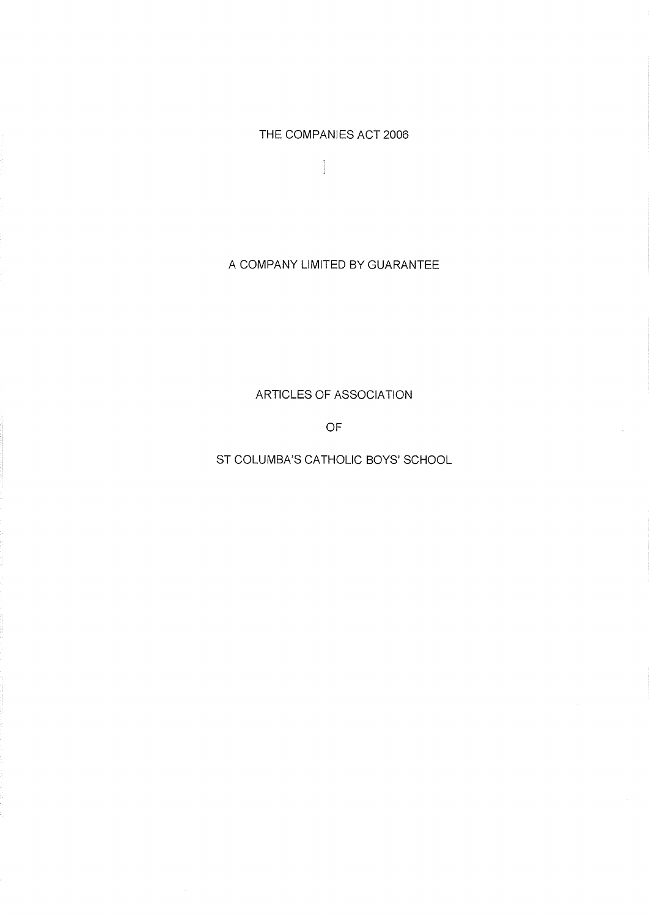# THE COMPANIES ACT 2006

## A COMPANY LIMITED BY GUARANTEE

## ARTICLES OF ASSOCIATION

## OF

## ST COLUMBA'S CATHOLIC BOYS' SCHOOL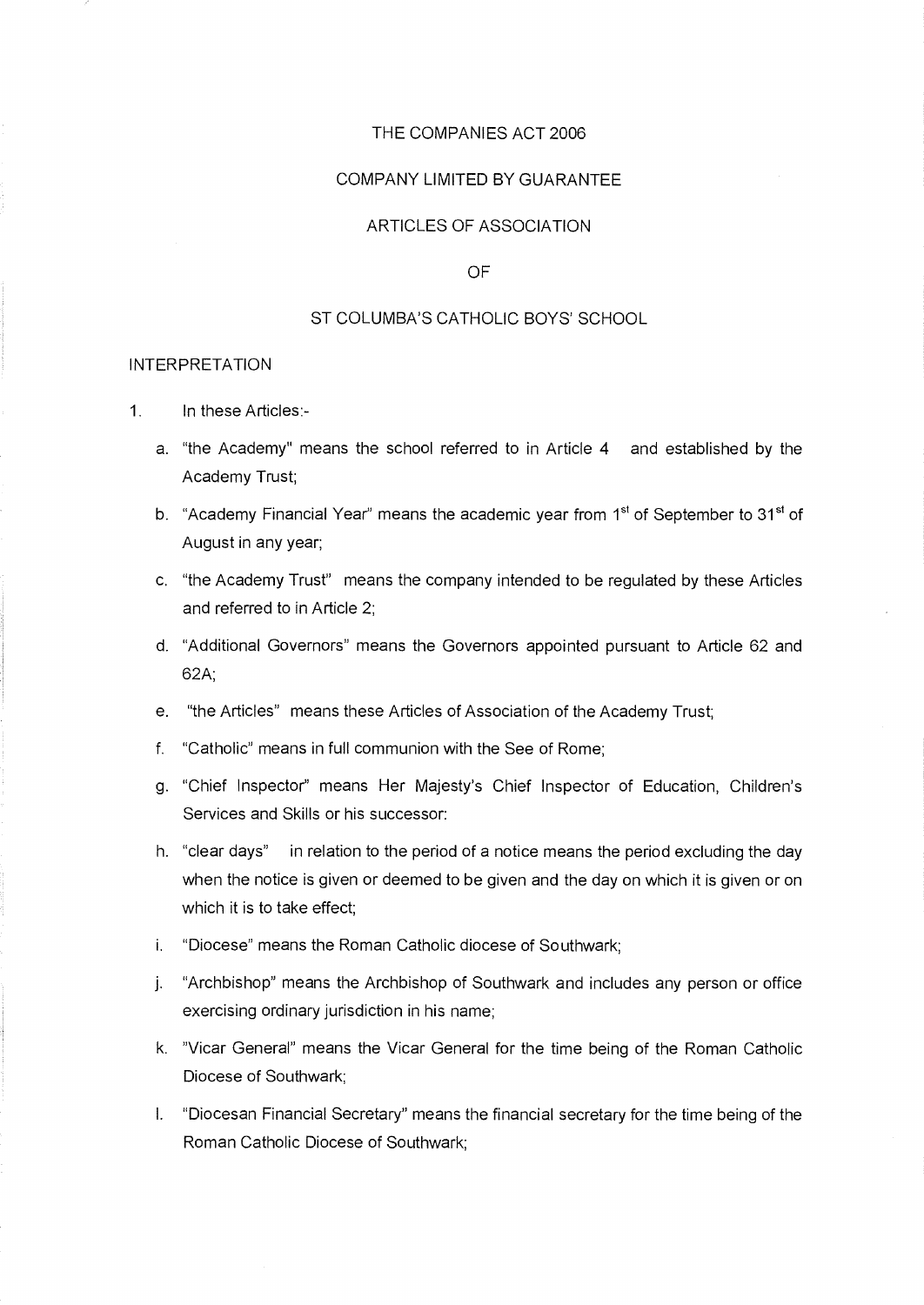THE COMPANIES ACT 2006

COMPANY LIMITED BY GUARANTEE

ARTICLES OF ASSOCIATION

OF

ST COLUMBA'S CATHOLIC BOYS' SCHOOL

INTERPRETATION

1. In these Articles:-

   a. "the Academy" means the school referred to in Article 4 and established by the Academy Trust;

   b. "Academy Financial Year" means the academic year from 1st of September to 31st of August in any year;

   c. "the Academy Trust" means the company intended to be regulated by these Articles and referred to in Article 2;

   d. "Additional Governors" means the Governors appointed pursuant to Article 62 and 62A;

   e. "the Articles" means these Articles of Association of the Academy Trust;

   f. "Catholic" means in full communion with the See of Rome;

   g. "Chief Inspector" means Her Majesty's Chief Inspector of Education, Children's Services and Skills or his successor:

   h. "clear days" in relation to the period of a notice means the period excluding the day when the notice is given or deemed to be given and the day on which it is given or on which it is to take effect;

   i. "Diocese" means the Roman Catholic diocese of Southwark;

   j. "Archbishop" means the Archbishop of Southwark and includes any person or office exercising ordinary jurisdiction in his name;

   k. "Vicar General" means the Vicar General for the time being of the Roman Catholic Diocese of Southwark;

   l. "Diocesan Financial Secretary" means the financial secretary for the time being of the Roman Catholic Diocese of Southwark;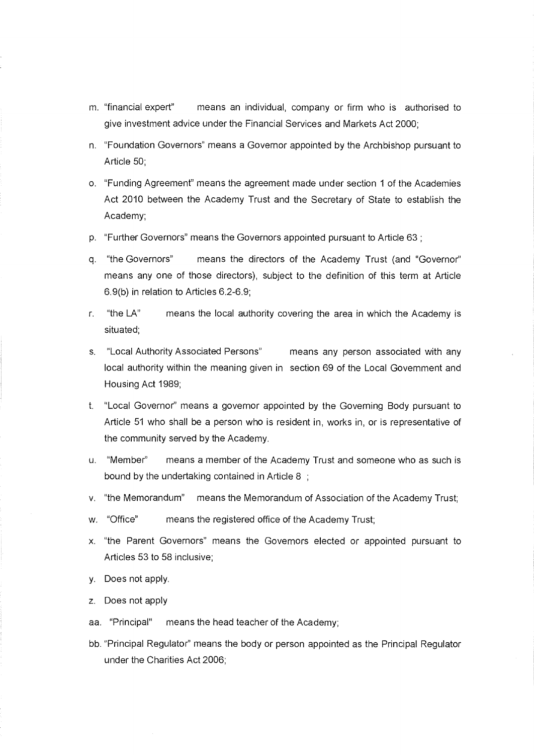m. "financial expert" means an individual, company or firm who is authorised to give investment advice under the Financial Services and Markets Act 2000;

n. "Foundation Governors" means a Governor appointed by the Archbishop pursuant to Article 50;

o. "Funding Agreement" means the agreement made under section 1 of the Academies Act 2010 between the Academy Trust and the Secretary of State to establish the Academy;

p. "Further Governors" means the Governors appointed pursuant to Article 63 ;

q. "the Governors" means the directors of the Academy Trust (and "Governor" means any one of those directors), subject to the definition of this term at Article 6.9(b) in relation to Articles 6.2-6.9;

r. "the LA" means the local authority covering the area in which the Academy is situated;

s. "Local Authority Associated Persons" means any person associated with any local authority within the meaning given in section 69 of the Local Government and Housing Act 1989;

t. "Local Governor" means a governor appointed by the Governing Body pursuant to Article 51 who shall be a person who is resident in, works in, or is representative of the community served by the Academy.

u. "Member" means a member of the Academy Trust and someone who as such is bound by the undertaking contained in Article 8 ;

v. "the Memorandum" means the Memorandum of Association of the Academy Trust;

w. "Office" means the registered office of the Academy Trust;

x. "the Parent Governors" means the Governors elected or appointed pursuant to Articles 53 to 58 inclusive;

y. Does not apply.

z. Does not apply

aa. "Principal" means the head teacher of the Academy;

bb. "Principal Regulator" means the body or person appointed as the Principal Regulator under the Charities Act 2006;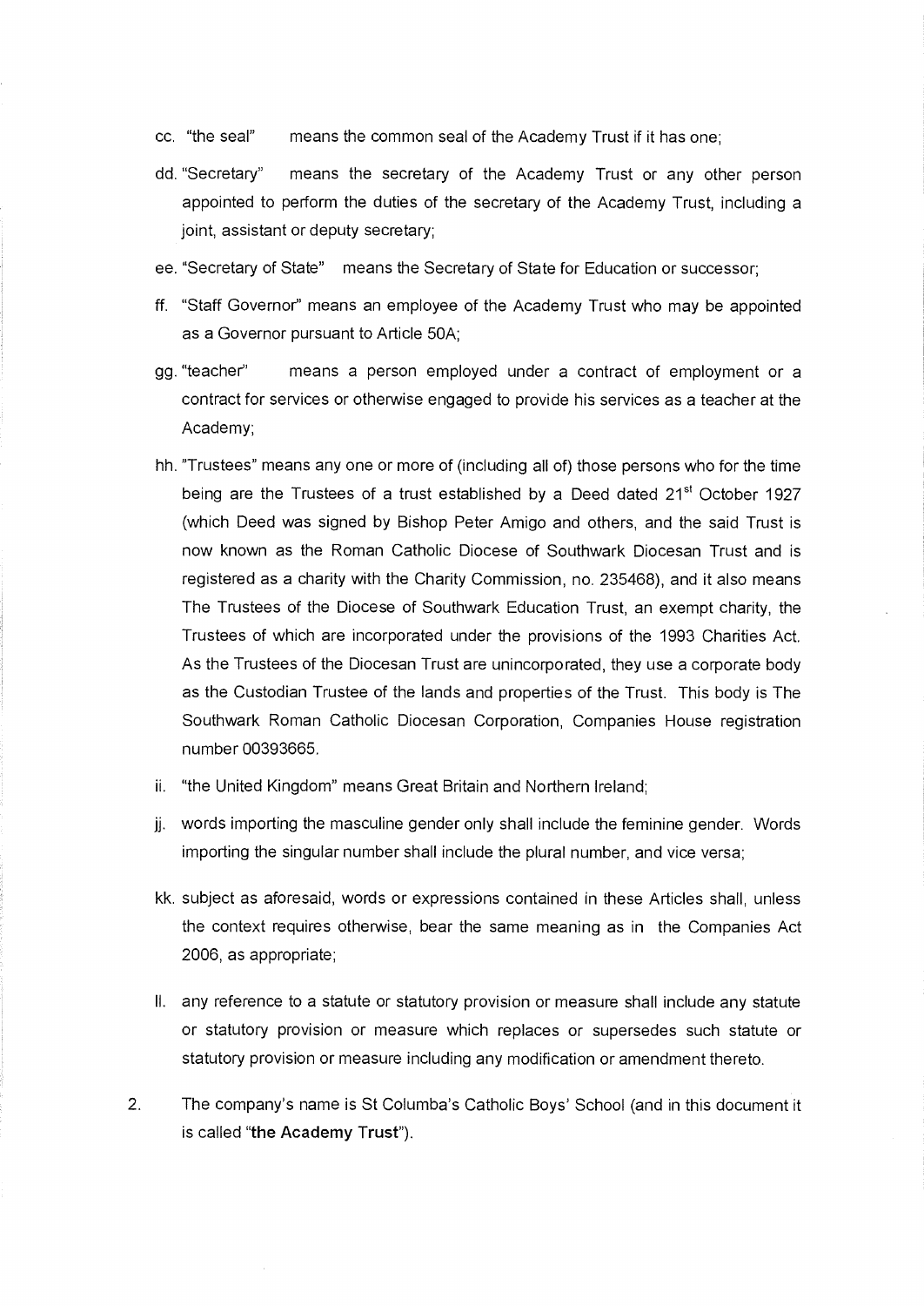cc. "the seal" means the common seal of the Academy Trust if it has one;

dd. "Secretary" means the secretary of the Academy Trust or any other person appointed to perform the duties of the secretary of the Academy Trust, including a joint, assistant or deputy secretary;

ee. "Secretary of State" means the Secretary of State for Education or successor;

ff. "Staff Governor" means an employee of the Academy Trust who may be appointed as a Governor pursuant to Article 50A;

gg. "teacher" means a person employed under a contract of employment or a contract for services or otherwise engaged to provide his services as a teacher at the Academy;

hh. "Trustees" means any one or more of (including all of) those persons who for the time being are the Trustees of a trust established by a Deed dated 21st October 1927 (which Deed was signed by Bishop Peter Amigo and others, and the said Trust is now known as the Roman Catholic Diocese of Southwark Diocesan Trust and is registered as a charity with the Charity Commission, no. 235468), and it also means The Trustees of the Diocese of Southwark Education Trust, an exempt charity, the Trustees of which are incorporated under the provisions of the 1993 Charities Act. As the Trustees of the Diocesan Trust are unincorporated, they use a corporate body as the Custodian Trustee of the lands and properties of the Trust. This body is The Southwark Roman Catholic Diocesan Corporation, Companies House registration number 00393665.

ii. "the United Kingdom" means Great Britain and Northern Ireland;

jj. words importing the masculine gender only shall include the feminine gender. Words importing the singular number shall include the plural number, and vice versa;

kk. subject as aforesaid, words or expressions contained in these Articles shall, unless the context requires otherwise, bear the same meaning as in the Companies Act 2006, as appropriate;

ll. any reference to a statute or statutory provision or measure shall include any statute or statutory provision or measure which replaces or supersedes such statute or statutory provision or measure including any modification or amendment thereto.

2. The company's name is St Columba's Catholic Boys' School (and in this document it is called "**the Academy Trust**").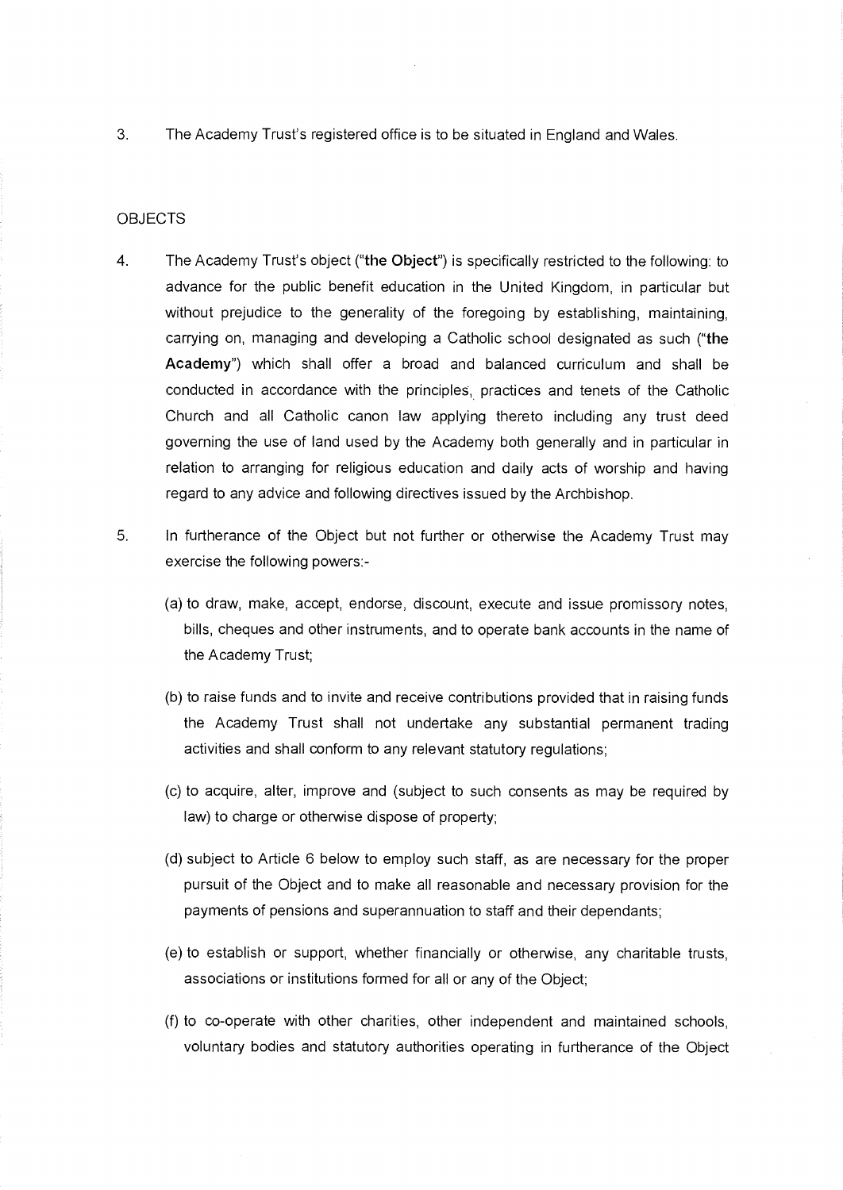3. The Academy Trust's registered office is to be situated in England and Wales.

## OBJECTS

4. The Academy Trust's object ("**the Object**") is specifically restricted to the following: to advance for the public benefit education in the United Kingdom, in particular but without prejudice to the generality of the foregoing by establishing, maintaining, carrying on, managing and developing a Catholic school designated as such ("**the Academy**") which shall offer a broad and balanced curriculum and shall be conducted in accordance with the principles, practices and tenets of the Catholic Church and all Catholic canon law applying thereto including any trust deed governing the use of land used by the Academy both generally and in particular in relation to arranging for religious education and daily acts of worship and having regard to any advice and following directives issued by the Archbishop.

5. In furtherance of the Object but not further or otherwise the Academy Trust may exercise the following powers:-

   (a) to draw, make, accept, endorse, discount, execute and issue promissory notes, bills, cheques and other instruments, and to operate bank accounts in the name of the Academy Trust;

   (b) to raise funds and to invite and receive contributions provided that in raising funds the Academy Trust shall not undertake any substantial permanent trading activities and shall conform to any relevant statutory regulations;

   (c) to acquire, alter, improve and (subject to such consents as may be required by law) to charge or otherwise dispose of property;

   (d) subject to Article 6 below to employ such staff, as are necessary for the proper pursuit of the Object and to make all reasonable and necessary provision for the payments of pensions and superannuation to staff and their dependants;

   (e) to establish or support, whether financially or otherwise, any charitable trusts, associations or institutions formed for all or any of the Object;

   (f) to co-operate with other charities, other independent and maintained schools, voluntary bodies and statutory authorities operating in furtherance of the Object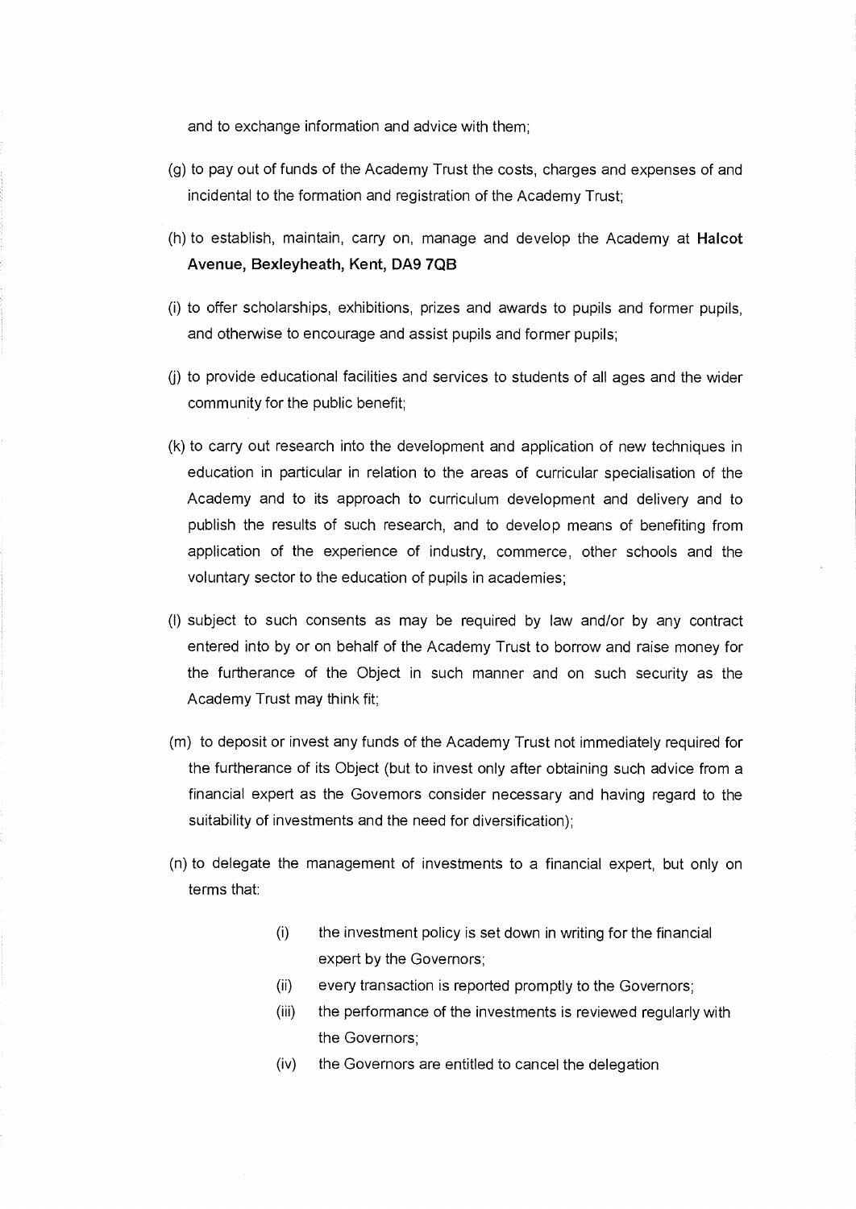and to exchange information and advice with them;

(g) to pay out of funds of the Academy Trust the costs, charges and expenses of and incidental to the formation and registration of the Academy Trust;

(h) to establish, maintain, carry on, manage and develop the Academy at **Halcot Avenue, Bexleyheath, Kent, DA9 7QB**

(i) to offer scholarships, exhibitions, prizes and awards to pupils and former pupils, and otherwise to encourage and assist pupils and former pupils;

(j) to provide educational facilities and services to students of all ages and the wider community for the public benefit;

(k) to carry out research into the development and application of new techniques in education in particular in relation to the areas of curricular specialisation of the Academy and to its approach to curriculum development and delivery and to publish the results of such research, and to develop means of benefiting from application of the experience of industry, commerce, other schools and the voluntary sector to the education of pupils in academies;

(l) subject to such consents as may be required by law and/or by any contract entered into by or on behalf of the Academy Trust to borrow and raise money for the furtherance of the Object in such manner and on such security as the Academy Trust may think fit;

(m) to deposit or invest any funds of the Academy Trust not immediately required for the furtherance of its Object (but to invest only after obtaining such advice from a financial expert as the Governors consider necessary and having regard to the suitability of investments and the need for diversification);

(n) to delegate the management of investments to a financial expert, but only on terms that:

- (i) the investment policy is set down in writing for the financial expert by the Governors;
- (ii) every transaction is reported promptly to the Governors;
- (iii) the performance of the investments is reviewed regularly with the Governors;
- (iv) the Governors are entitled to cancel the delegation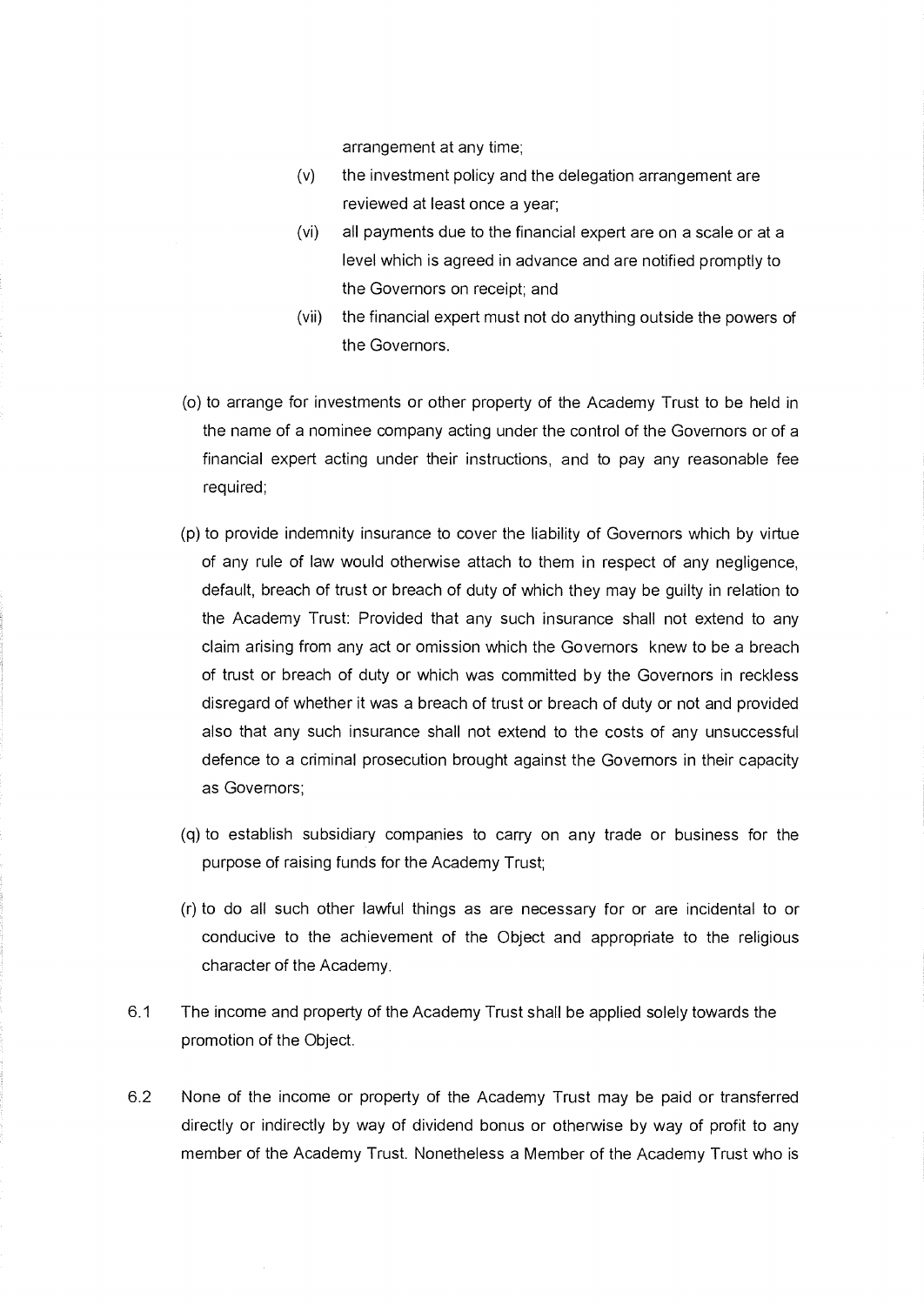arrangement at any time;

(v) the investment policy and the delegation arrangement are reviewed at least once a year;

(vi) all payments due to the financial expert are on a scale or at a level which is agreed in advance and are notified promptly to the Governors on receipt; and

(vii) the financial expert must not do anything outside the powers of the Governors.

(o) to arrange for investments or other property of the Academy Trust to be held in the name of a nominee company acting under the control of the Governors or of a financial expert acting under their instructions, and to pay any reasonable fee required;

(p) to provide indemnity insurance to cover the liability of Governors which by virtue of any rule of law would otherwise attach to them in respect of any negligence, default, breach of trust or breach of duty of which they may be guilty in relation to the Academy Trust: Provided that any such insurance shall not extend to any claim arising from any act or omission which the Governors knew to be a breach of trust or breach of duty or which was committed by the Governors in reckless disregard of whether it was a breach of trust or breach of duty or not and provided also that any such insurance shall not extend to the costs of any unsuccessful defence to a criminal prosecution brought against the Governors in their capacity as Governors;

(q) to establish subsidiary companies to carry on any trade or business for the purpose of raising funds for the Academy Trust;

(r) to do all such other lawful things as are necessary for or are incidental to or conducive to the achievement of the Object and appropriate to the religious character of the Academy.

6.1 The income and property of the Academy Trust shall be applied solely towards the promotion of the Object.

6.2 None of the income or property of the Academy Trust may be paid or transferred directly or indirectly by way of dividend bonus or otherwise by way of profit to any member of the Academy Trust. Nonetheless a Member of the Academy Trust who is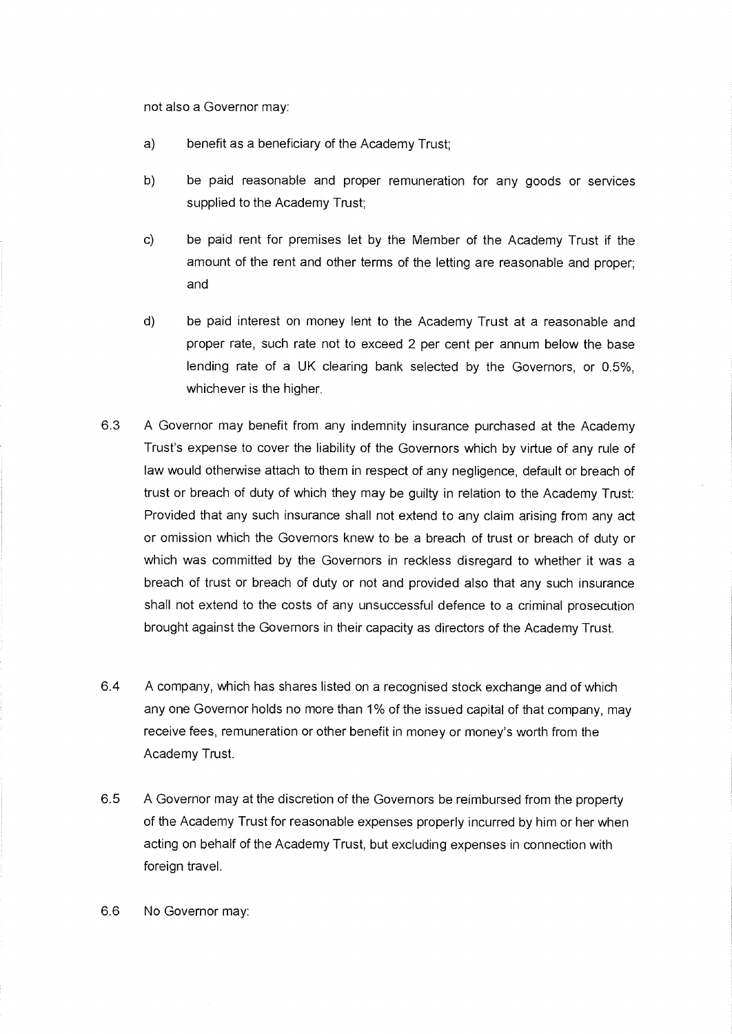not also a Governor may:

a) benefit as a beneficiary of the Academy Trust;

b) be paid reasonable and proper remuneration for any goods or services supplied to the Academy Trust;

c) be paid rent for premises let by the Member of the Academy Trust if the amount of the rent and other terms of the letting are reasonable and proper; and

d) be paid interest on money lent to the Academy Trust at a reasonable and proper rate, such rate not to exceed 2 per cent per annum below the base lending rate of a UK clearing bank selected by the Governors, or 0.5%, whichever is the higher.

6.3 A Governor may benefit from any indemnity insurance purchased at the Academy Trust's expense to cover the liability of the Governors which by virtue of any rule of law would otherwise attach to them in respect of any negligence, default or breach of trust or breach of duty of which they may be guilty in relation to the Academy Trust: Provided that any such insurance shall not extend to any claim arising from any act or omission which the Governors knew to be a breach of trust or breach of duty or which was committed by the Governors in reckless disregard to whether it was a breach of trust or breach of duty or not and provided also that any such insurance shall not extend to the costs of any unsuccessful defence to a criminal prosecution brought against the Governors in their capacity as directors of the Academy Trust.

6.4 A company, which has shares listed on a recognised stock exchange and of which any one Governor holds no more than 1% of the issued capital of that company, may receive fees, remuneration or other benefit in money or money's worth from the Academy Trust.

6.5 A Governor may at the discretion of the Governors be reimbursed from the property of the Academy Trust for reasonable expenses properly incurred by him or her when acting on behalf of the Academy Trust, but excluding expenses in connection with foreign travel.

6.6 No Governor may: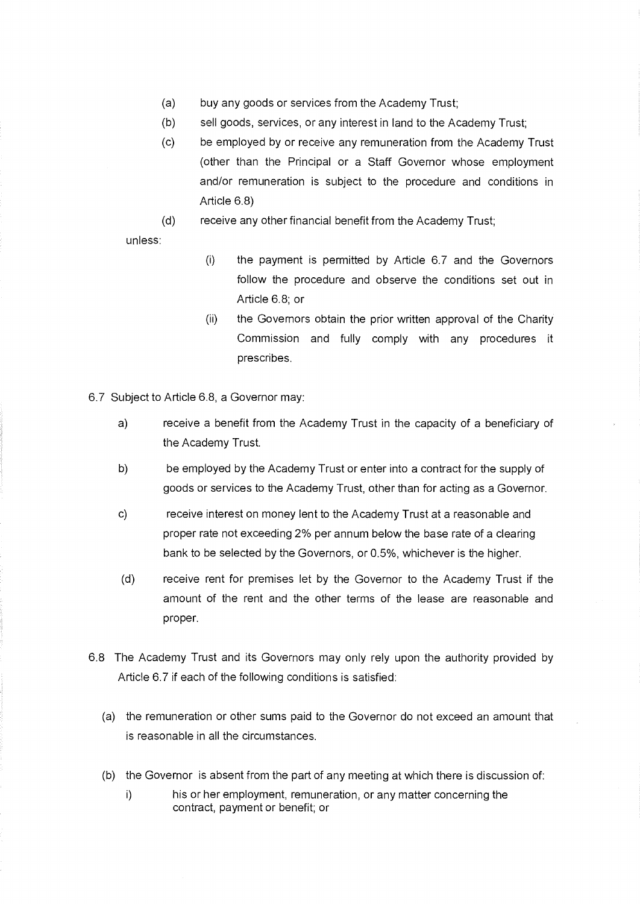(a) buy any goods or services from the Academy Trust;

(b) sell goods, services, or any interest in land to the Academy Trust;

(c) be employed by or receive any remuneration from the Academy Trust (other than the Principal or a Staff Governor whose employment and/or remuneration is subject to the procedure and conditions in Article 6.8)

(d) receive any other financial benefit from the Academy Trust;

unless:

(i) the payment is permitted by Article 6.7 and the Governors follow the procedure and observe the conditions set out in Article 6.8; or

(ii) the Governors obtain the prior written approval of the Charity Commission and fully comply with any procedures it prescribes.

6.7 Subject to Article 6.8, a Governor may:

a) receive a benefit from the Academy Trust in the capacity of a beneficiary of the Academy Trust.

b) be employed by the Academy Trust or enter into a contract for the supply of goods or services to the Academy Trust, other than for acting as a Governor.

c) receive interest on money lent to the Academy Trust at a reasonable and proper rate not exceeding 2% per annum below the base rate of a clearing bank to be selected by the Governors, or 0.5%, whichever is the higher.

(d) receive rent for premises let by the Governor to the Academy Trust if the amount of the rent and the other terms of the lease are reasonable and proper.

6.8 The Academy Trust and its Governors may only rely upon the authority provided by Article 6.7 if each of the following conditions is satisfied:

(a) the remuneration or other sums paid to the Governor do not exceed an amount that is reasonable in all the circumstances.

(b) the Governor is absent from the part of any meeting at which there is discussion of:

i) his or her employment, remuneration, or any matter concerning the contract, payment or benefit; or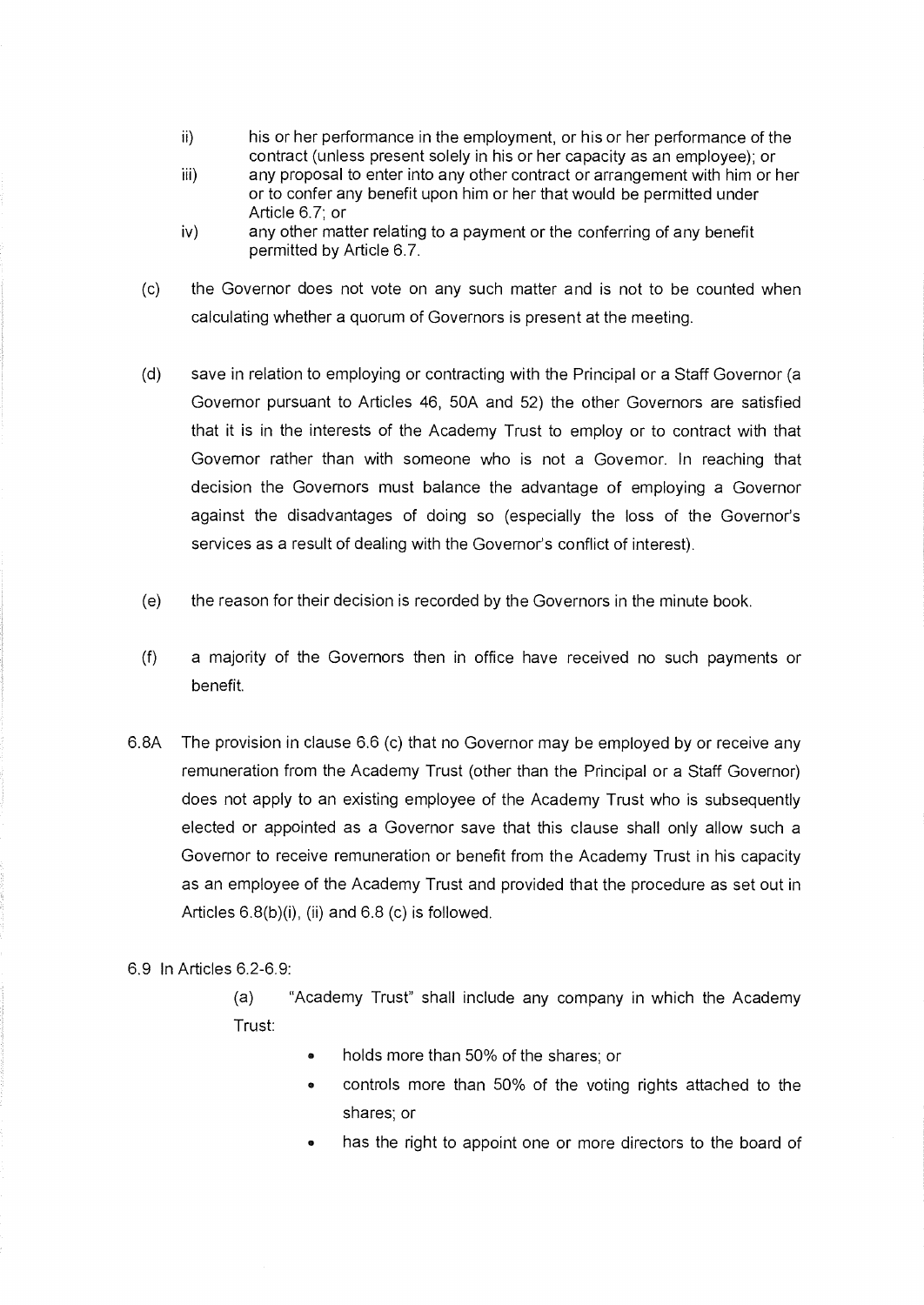ii) his or her performance in the employment, or his or her performance of the contract (unless present solely in his or her capacity as an employee); or

iii) any proposal to enter into any other contract or arrangement with him or her or to confer any benefit upon him or her that would be permitted under Article 6.7; or

iv) any other matter relating to a payment or the conferring of any benefit permitted by Article 6.7.

(c) the Governor does not vote on any such matter and is not to be counted when calculating whether a quorum of Governors is present at the meeting.

(d) save in relation to employing or contracting with the Principal or a Staff Governor (a Governor pursuant to Articles 46, 50A and 52) the other Governors are satisfied that it is in the interests of the Academy Trust to employ or to contract with that Governor rather than with someone who is not a Governor. In reaching that decision the Governors must balance the advantage of employing a Governor against the disadvantages of doing so (especially the loss of the Governor's services as a result of dealing with the Governor's conflict of interest).

(e) the reason for their decision is recorded by the Governors in the minute book.

(f) a majority of the Governors then in office have received no such payments or benefit.

6.8A The provision in clause 6.6 (c) that no Governor may be employed by or receive any remuneration from the Academy Trust (other than the Principal or a Staff Governor) does not apply to an existing employee of the Academy Trust who is subsequently elected or appointed as a Governor save that this clause shall only allow such a Governor to receive remuneration or benefit from the Academy Trust in his capacity as an employee of the Academy Trust and provided that the procedure as set out in Articles 6.8(b)(i), (ii) and 6.8 (c) is followed.

6.9 In Articles 6.2-6.9:

(a) "Academy Trust" shall include any company in which the Academy Trust:

- holds more than 50% of the shares; or
- controls more than 50% of the voting rights attached to the shares; or
- has the right to appoint one or more directors to the board of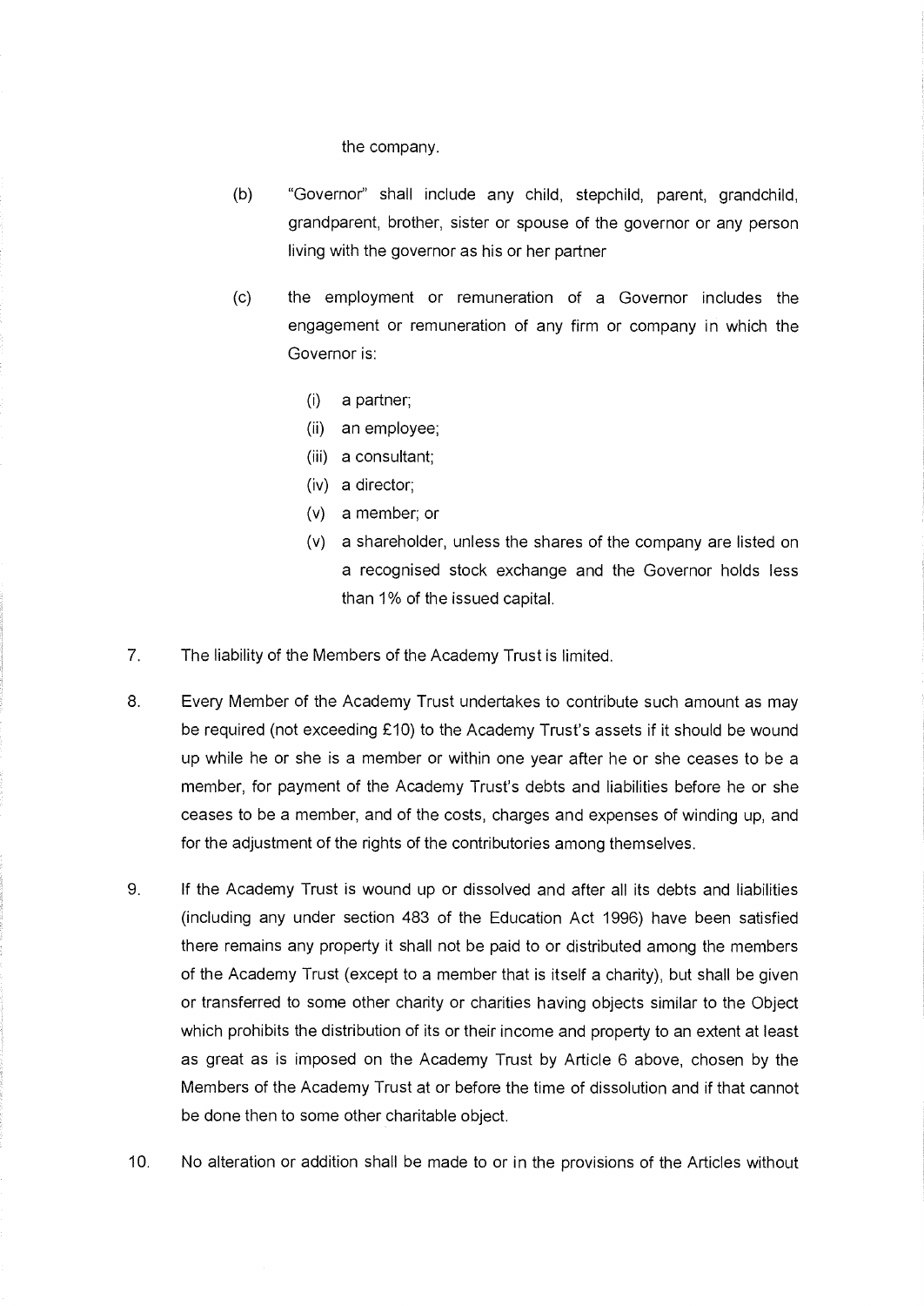the company.

(b) "Governor" shall include any child, stepchild, parent, grandchild, grandparent, brother, sister or spouse of the governor or any person living with the governor as his or her partner

(c) the employment or remuneration of a Governor includes the engagement or remuneration of any firm or company in which the Governor is:

  (i) a partner;
  (ii) an employee;
  (iii) a consultant;
  (iv) a director;
  (v) a member; or
  (v) a shareholder, unless the shares of the company are listed on a recognised stock exchange and the Governor holds less than 1% of the issued capital.

7. The liability of the Members of the Academy Trust is limited.

8. Every Member of the Academy Trust undertakes to contribute such amount as may be required (not exceeding £10) to the Academy Trust's assets if it should be wound up while he or she is a member or within one year after he or she ceases to be a member, for payment of the Academy Trust's debts and liabilities before he or she ceases to be a member, and of the costs, charges and expenses of winding up, and for the adjustment of the rights of the contributories among themselves.

9. If the Academy Trust is wound up or dissolved and after all its debts and liabilities (including any under section 483 of the Education Act 1996) have been satisfied there remains any property it shall not be paid to or distributed among the members of the Academy Trust (except to a member that is itself a charity), but shall be given or transferred to some other charity or charities having objects similar to the Object which prohibits the distribution of its or their income and property to an extent at least as great as is imposed on the Academy Trust by Article 6 above, chosen by the Members of the Academy Trust at or before the time of dissolution and if that cannot be done then to some other charitable object.

10. No alteration or addition shall be made to or in the provisions of the Articles without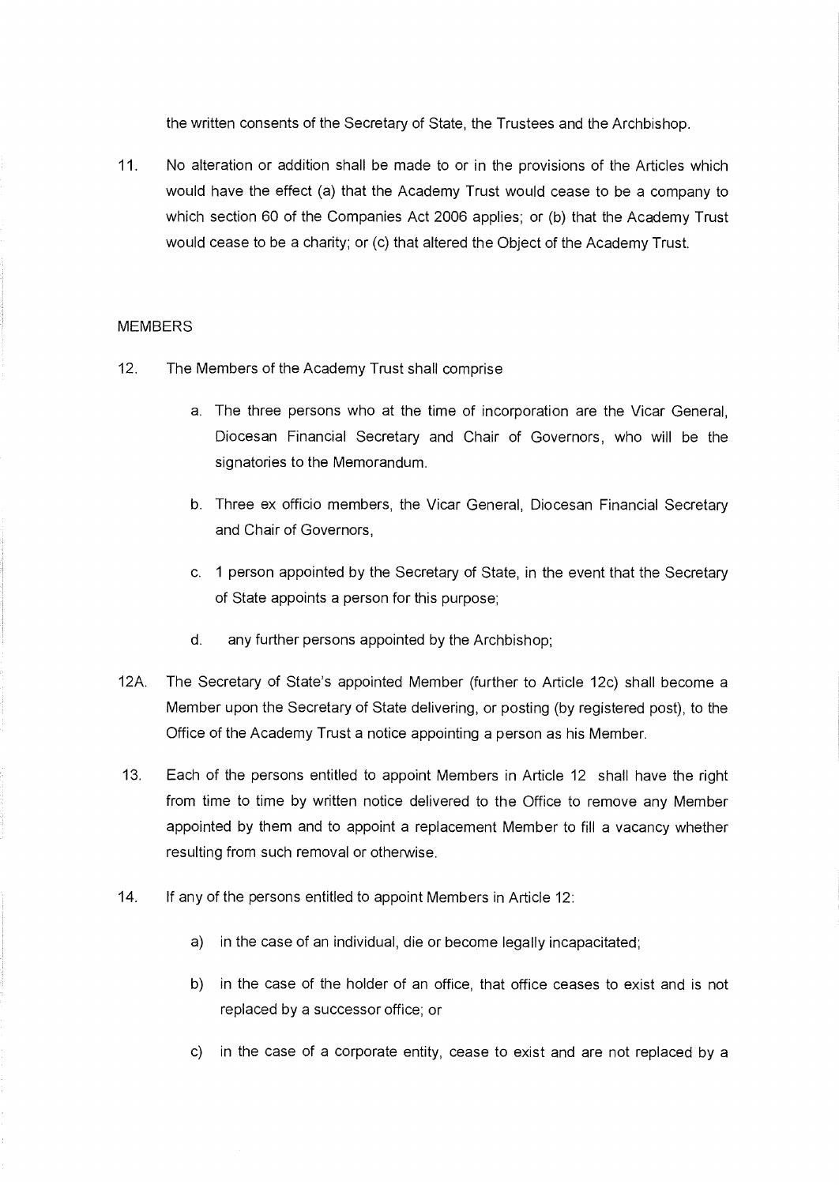the written consents of the Secretary of State, the Trustees and the Archbishop.

11. No alteration or addition shall be made to or in the provisions of the Articles which would have the effect (a) that the Academy Trust would cease to be a company to which section 60 of the Companies Act 2006 applies; or (b) that the Academy Trust would cease to be a charity; or (c) that altered the Object of the Academy Trust.

MEMBERS

12. The Members of the Academy Trust shall comprise

   a. The three persons who at the time of incorporation are the Vicar General, Diocesan Financial Secretary and Chair of Governors, who will be the signatories to the Memorandum.

   b. Three ex officio members, the Vicar General, Diocesan Financial Secretary and Chair of Governors,

   c. 1 person appointed by the Secretary of State, in the event that the Secretary of State appoints a person for this purpose;

   d. any further persons appointed by the Archbishop;

12A. The Secretary of State's appointed Member (further to Article 12c) shall become a Member upon the Secretary of State delivering, or posting (by registered post), to the Office of the Academy Trust a notice appointing a person as his Member.

13. Each of the persons entitled to appoint Members in Article 12 shall have the right from time to time by written notice delivered to the Office to remove any Member appointed by them and to appoint a replacement Member to fill a vacancy whether resulting from such removal or otherwise.

14. If any of the persons entitled to appoint Members in Article 12:

   a) in the case of an individual, die or become legally incapacitated;

   b) in the case of the holder of an office, that office ceases to exist and is not replaced by a successor office; or

   c) in the case of a corporate entity, cease to exist and are not replaced by a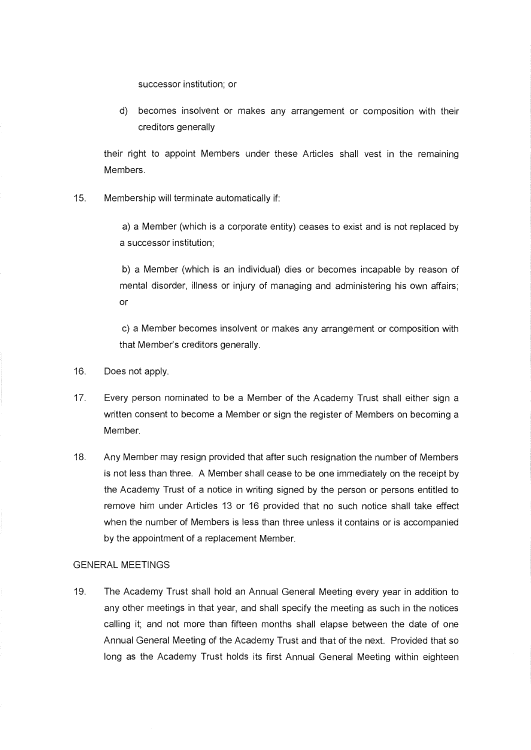successor institution; or

d) becomes insolvent or makes any arrangement or composition with their creditors generally

their right to appoint Members under these Articles shall vest in the remaining Members.

15. Membership will terminate automatically if:

  a) a Member (which is a corporate entity) ceases to exist and is not replaced by a successor institution;

  b) a Member (which is an individual) dies or becomes incapable by reason of mental disorder, illness or injury of managing and administering his own affairs; or

  c) a Member becomes insolvent or makes any arrangement or composition with that Member's creditors generally.

16. Does not apply.

17. Every person nominated to be a Member of the Academy Trust shall either sign a written consent to become a Member or sign the register of Members on becoming a Member.

18. Any Member may resign provided that after such resignation the number of Members is not less than three. A Member shall cease to be one immediately on the receipt by the Academy Trust of a notice in writing signed by the person or persons entitled to remove him under Articles 13 or 16 provided that no such notice shall take effect when the number of Members is less than three unless it contains or is accompanied by the appointment of a replacement Member.

GENERAL MEETINGS

19. The Academy Trust shall hold an Annual General Meeting every year in addition to any other meetings in that year, and shall specify the meeting as such in the notices calling it; and not more than fifteen months shall elapse between the date of one Annual General Meeting of the Academy Trust and that of the next. Provided that so long as the Academy Trust holds its first Annual General Meeting within eighteen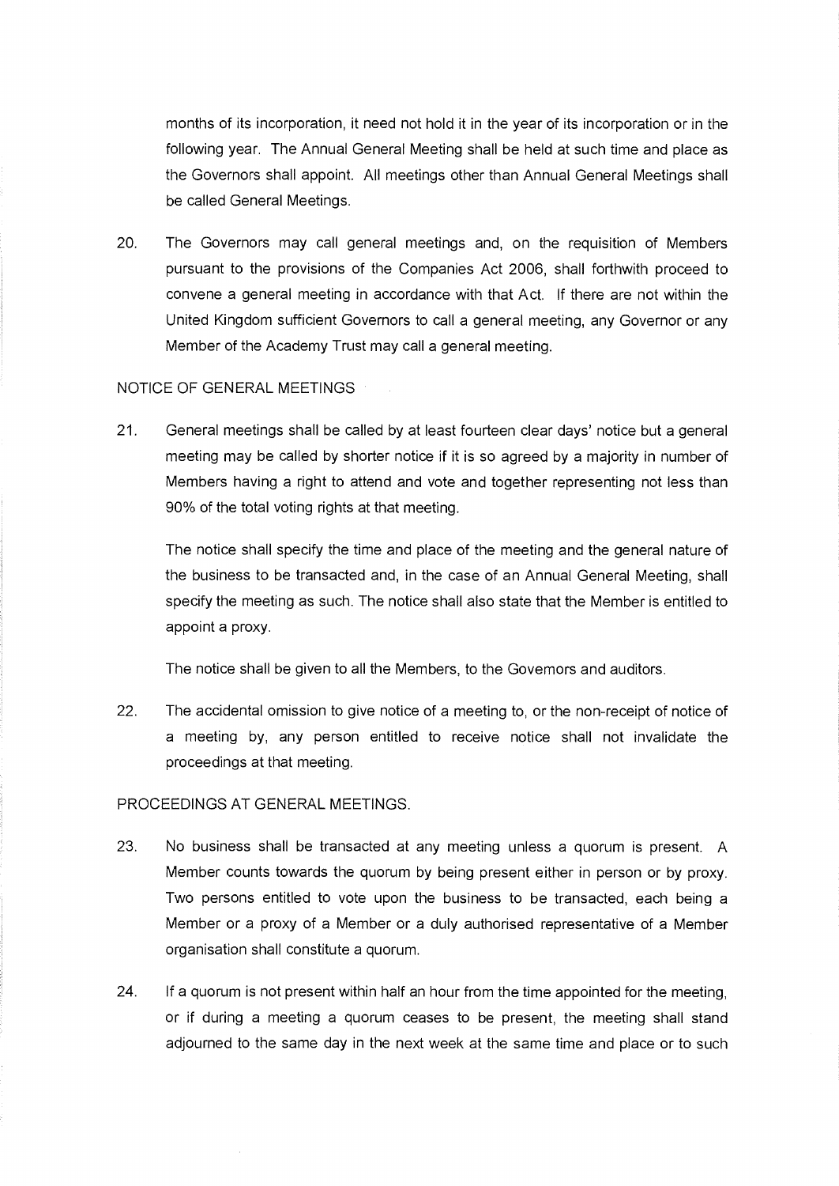months of its incorporation, it need not hold it in the year of its incorporation or in the following year. The Annual General Meeting shall be held at such time and place as the Governors shall appoint. All meetings other than Annual General Meetings shall be called General Meetings.

20. The Governors may call general meetings and, on the requisition of Members pursuant to the provisions of the Companies Act 2006, shall forthwith proceed to convene a general meeting in accordance with that Act. If there are not within the United Kingdom sufficient Governors to call a general meeting, any Governor or any Member of the Academy Trust may call a general meeting.

NOTICE OF GENERAL MEETINGS

21. General meetings shall be called by at least fourteen clear days' notice but a general meeting may be called by shorter notice if it is so agreed by a majority in number of Members having a right to attend and vote and together representing not less than 90% of the total voting rights at that meeting.

    The notice shall specify the time and place of the meeting and the general nature of the business to be transacted and, in the case of an Annual General Meeting, shall specify the meeting as such. The notice shall also state that the Member is entitled to appoint a proxy.

    The notice shall be given to all the Members, to the Governors and auditors.

22. The accidental omission to give notice of a meeting to, or the non-receipt of notice of a meeting by, any person entitled to receive notice shall not invalidate the proceedings at that meeting.

PROCEEDINGS AT GENERAL MEETINGS.

23. No business shall be transacted at any meeting unless a quorum is present. A Member counts towards the quorum by being present either in person or by proxy. Two persons entitled to vote upon the business to be transacted, each being a Member or a proxy of a Member or a duly authorised representative of a Member organisation shall constitute a quorum.

24. If a quorum is not present within half an hour from the time appointed for the meeting, or if during a meeting a quorum ceases to be present, the meeting shall stand adjourned to the same day in the next week at the same time and place or to such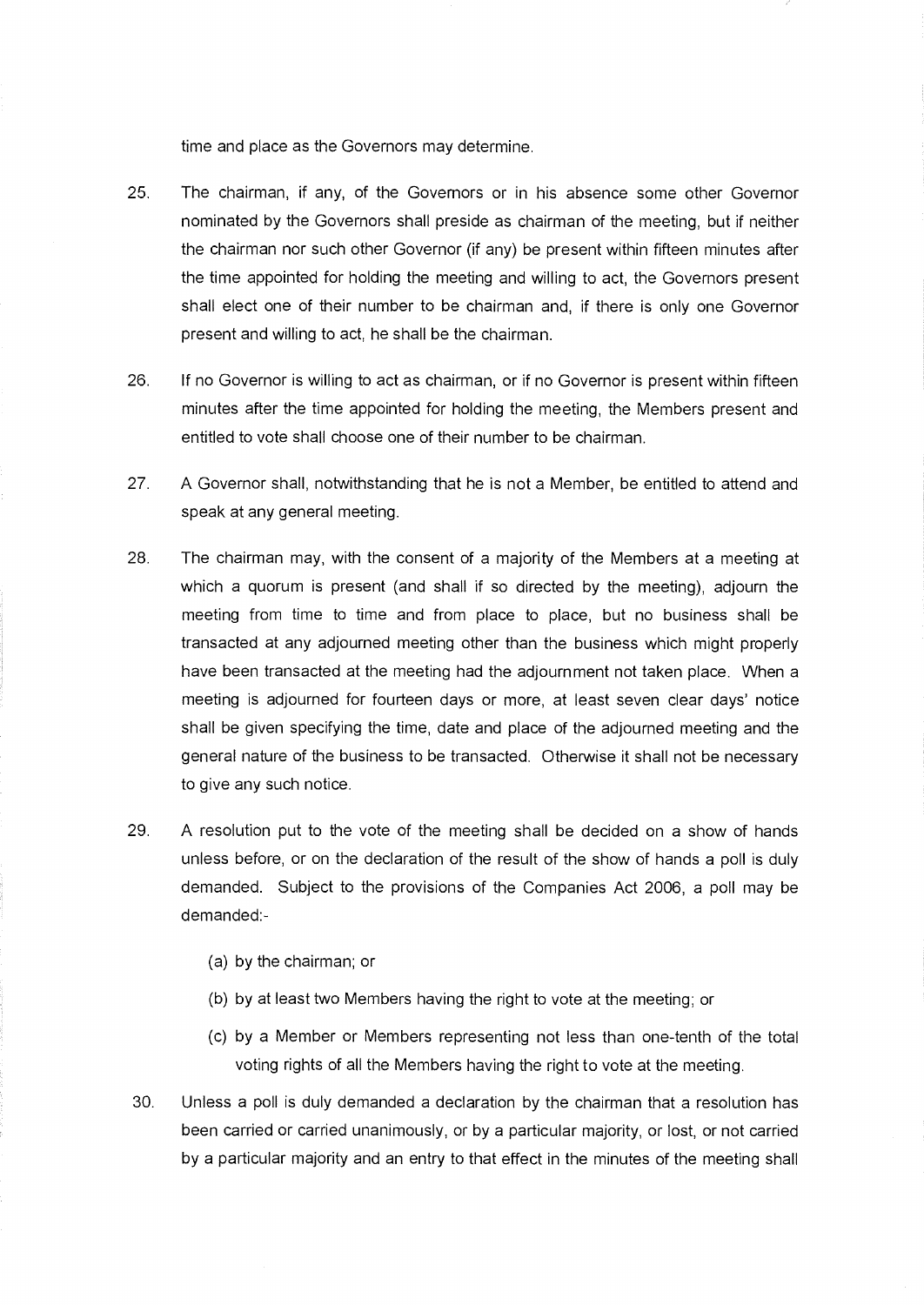time and place as the Governors may determine.

25. The chairman, if any, of the Governors or in his absence some other Governor nominated by the Governors shall preside as chairman of the meeting, but if neither the chairman nor such other Governor (if any) be present within fifteen minutes after the time appointed for holding the meeting and willing to act, the Governors present shall elect one of their number to be chairman and, if there is only one Governor present and willing to act, he shall be the chairman.

26. If no Governor is willing to act as chairman, or if no Governor is present within fifteen minutes after the time appointed for holding the meeting, the Members present and entitled to vote shall choose one of their number to be chairman.

27. A Governor shall, notwithstanding that he is not a Member, be entitled to attend and speak at any general meeting.

28. The chairman may, with the consent of a majority of the Members at a meeting at which a quorum is present (and shall if so directed by the meeting), adjourn the meeting from time to time and from place to place, but no business shall be transacted at any adjourned meeting other than the business which might properly have been transacted at the meeting had the adjournment not taken place. When a meeting is adjourned for fourteen days or more, at least seven clear days' notice shall be given specifying the time, date and place of the adjourned meeting and the general nature of the business to be transacted. Otherwise it shall not be necessary to give any such notice.

29. A resolution put to the vote of the meeting shall be decided on a show of hands unless before, or on the declaration of the result of the show of hands a poll is duly demanded. Subject to the provisions of the Companies Act 2006, a poll may be demanded:-

    (a) by the chairman; or

    (b) by at least two Members having the right to vote at the meeting; or

    (c) by a Member or Members representing not less than one-tenth of the total voting rights of all the Members having the right to vote at the meeting.

30. Unless a poll is duly demanded a declaration by the chairman that a resolution has been carried or carried unanimously, or by a particular majority, or lost, or not carried by a particular majority and an entry to that effect in the minutes of the meeting shall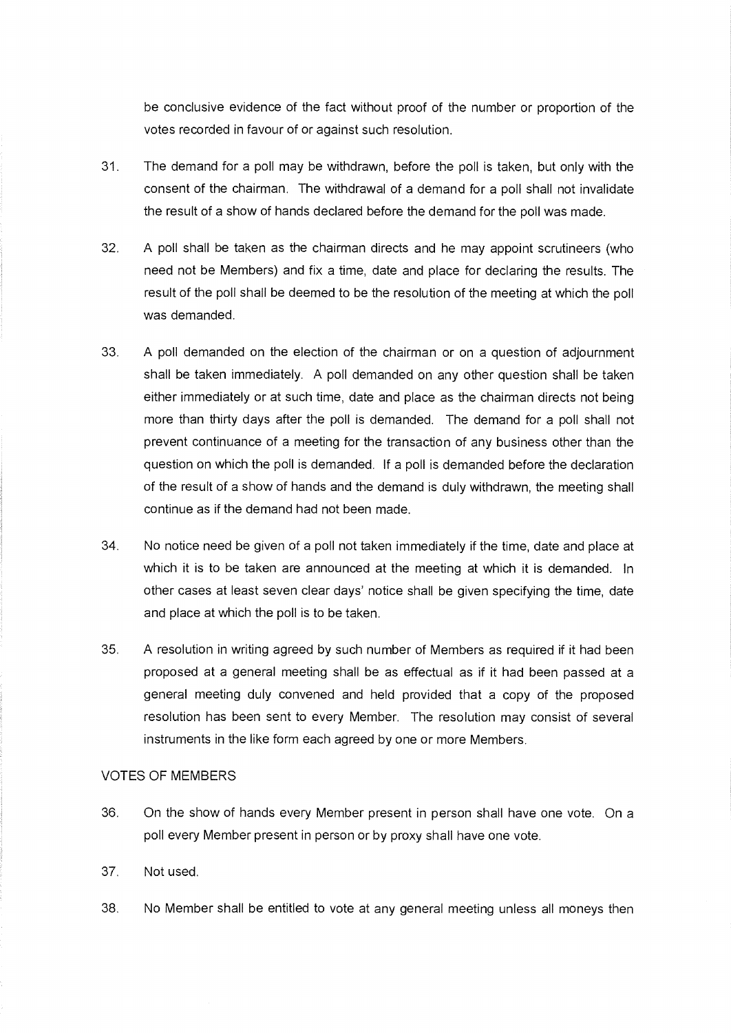be conclusive evidence of the fact without proof of the number or proportion of the votes recorded in favour of or against such resolution.

31. The demand for a poll may be withdrawn, before the poll is taken, but only with the consent of the chairman. The withdrawal of a demand for a poll shall not invalidate the result of a show of hands declared before the demand for the poll was made.

32. A poll shall be taken as the chairman directs and he may appoint scrutineers (who need not be Members) and fix a time, date and place for declaring the results. The result of the poll shall be deemed to be the resolution of the meeting at which the poll was demanded.

33. A poll demanded on the election of the chairman or on a question of adjournment shall be taken immediately. A poll demanded on any other question shall be taken either immediately or at such time, date and place as the chairman directs not being more than thirty days after the poll is demanded. The demand for a poll shall not prevent continuance of a meeting for the transaction of any business other than the question on which the poll is demanded. If a poll is demanded before the declaration of the result of a show of hands and the demand is duly withdrawn, the meeting shall continue as if the demand had not been made.

34. No notice need be given of a poll not taken immediately if the time, date and place at which it is to be taken are announced at the meeting at which it is demanded. In other cases at least seven clear days' notice shall be given specifying the time, date and place at which the poll is to be taken.

35. A resolution in writing agreed by such number of Members as required if it had been proposed at a general meeting shall be as effectual as if it had been passed at a general meeting duly convened and held provided that a copy of the proposed resolution has been sent to every Member. The resolution may consist of several instruments in the like form each agreed by one or more Members.

## VOTES OF MEMBERS

36. On the show of hands every Member present in person shall have one vote. On a poll every Member present in person or by proxy shall have one vote.

37. Not used.

38. No Member shall be entitled to vote at any general meeting unless all moneys then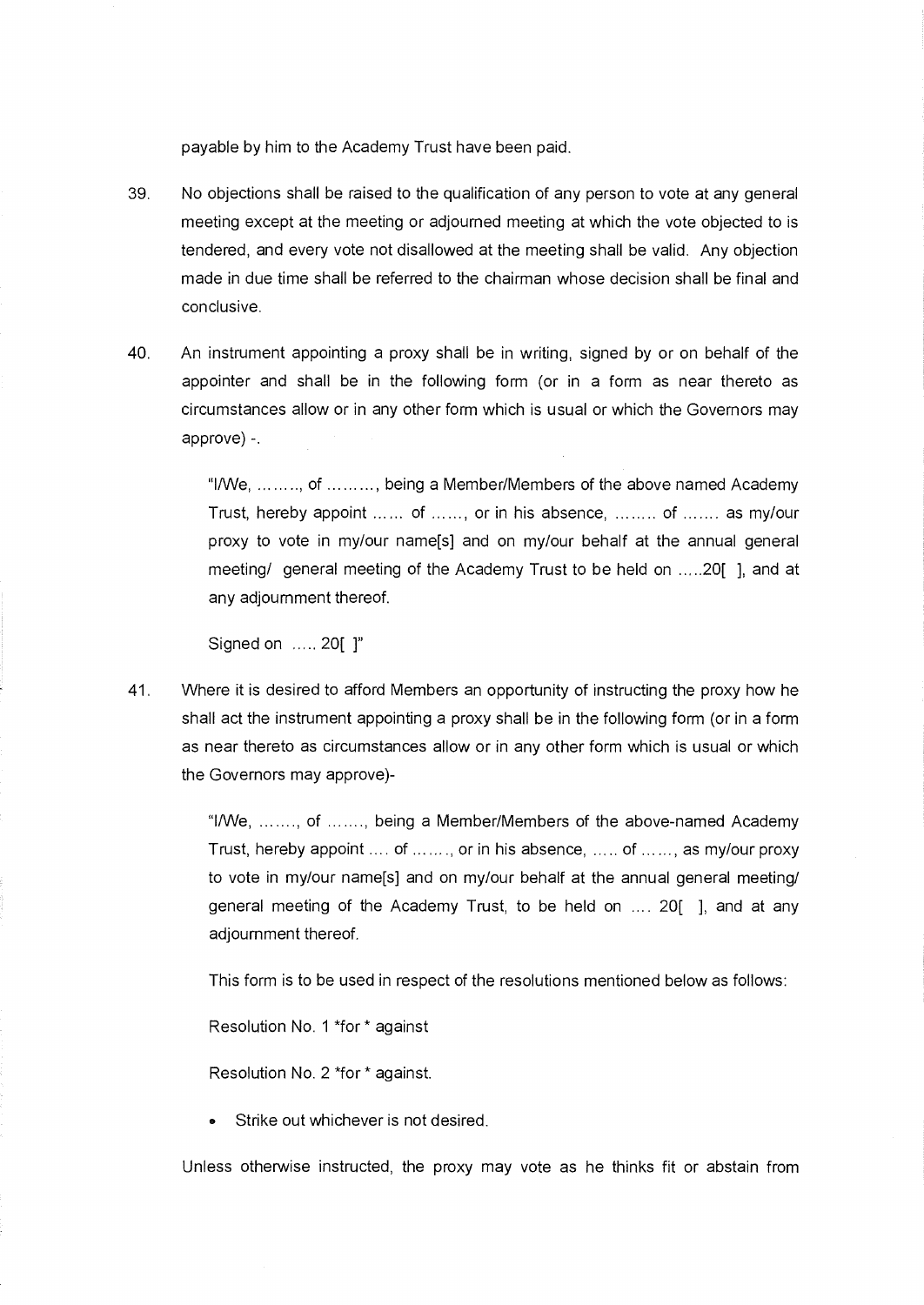payable by him to the Academy Trust have been paid.

39. No objections shall be raised to the qualification of any person to vote at any general meeting except at the meeting or adjourned meeting at which the vote objected to is tendered, and every vote not disallowed at the meeting shall be valid. Any objection made in due time shall be referred to the chairman whose decision shall be final and conclusive.

40. An instrument appointing a proxy shall be in writing, signed by or on behalf of the appointer and shall be in the following form (or in a form as near thereto as circumstances allow or in any other form which is usual or which the Governors may approve) -.

> "I/We, ........, of ........., being a Member/Members of the above named Academy Trust, hereby appoint ...... of ......, or in his absence, ........ of ....... as my/our proxy to vote in my/our name[s] and on my/our behalf at the annual general meeting/ general meeting of the Academy Trust to be held on .....20[ ], and at any adjournment thereof.
>
> Signed on ..... 20[ ]"

41. Where it is desired to afford Members an opportunity of instructing the proxy how he shall act the instrument appointing a proxy shall be in the following form (or in a form as near thereto as circumstances allow or in any other form which is usual or which the Governors may approve)-

> "I/We, ......., of ......., being a Member/Members of the above-named Academy Trust, hereby appoint .... of ......., or in his absence, ..... of ......, as my/our proxy to vote in my/our name[s] and on my/our behalf at the annual general meeting/ general meeting of the Academy Trust, to be held on .... 20[ ], and at any adjournment thereof.
>
> This form is to be used in respect of the resolutions mentioned below as follows:
>
> Resolution No. 1 *for * against
>
> Resolution No. 2 *for * against.
>
> - Strike out whichever is not desired.

Unless otherwise instructed, the proxy may vote as he thinks fit or abstain from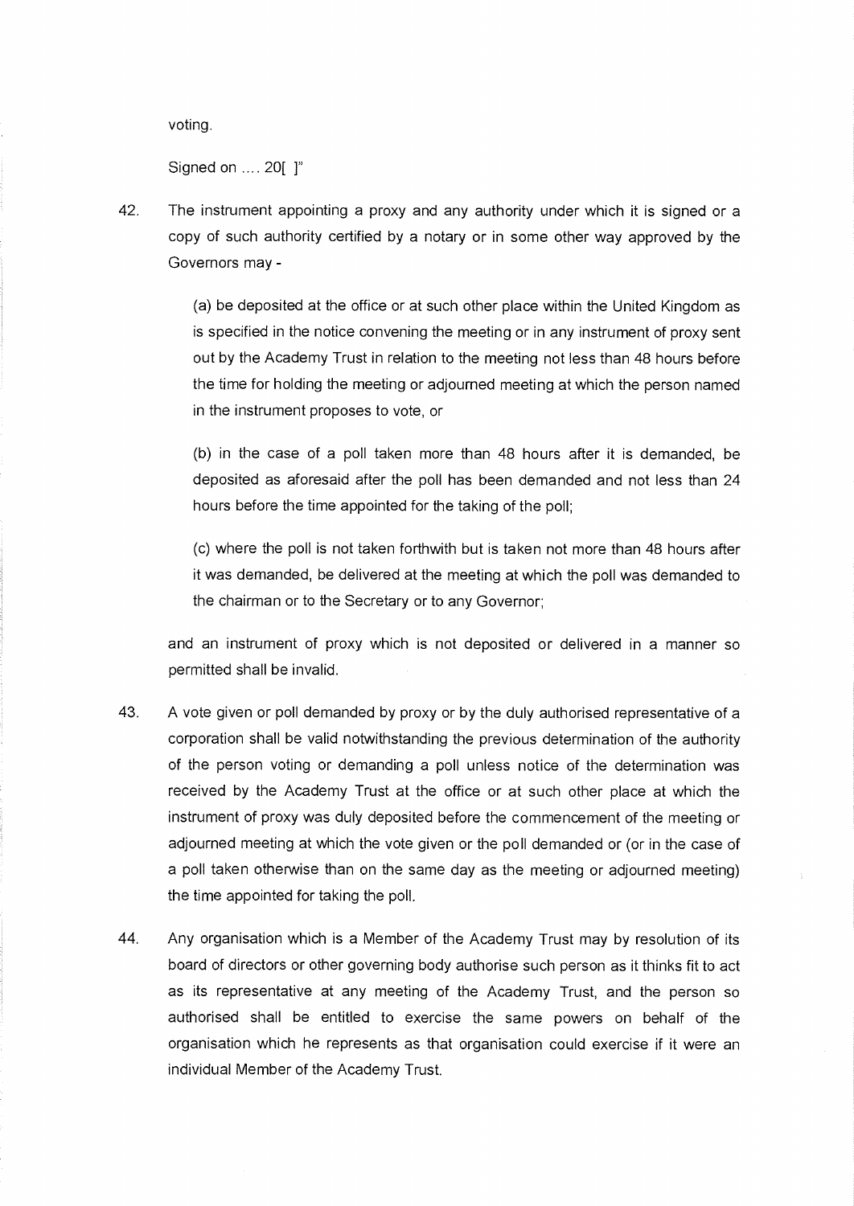voting.

Signed on .... 20[ ]"

42. The instrument appointing a proxy and any authority under which it is signed or a copy of such authority certified by a notary or in some other way approved by the Governors may -

    (a) be deposited at the office or at such other place within the United Kingdom as is specified in the notice convening the meeting or in any instrument of proxy sent out by the Academy Trust in relation to the meeting not less than 48 hours before the time for holding the meeting or adjourned meeting at which the person named in the instrument proposes to vote, or

    (b) in the case of a poll taken more than 48 hours after it is demanded, be deposited as aforesaid after the poll has been demanded and not less than 24 hours before the time appointed for the taking of the poll;

    (c) where the poll is not taken forthwith but is taken not more than 48 hours after it was demanded, be delivered at the meeting at which the poll was demanded to the chairman or to the Secretary or to any Governor;

    and an instrument of proxy which is not deposited or delivered in a manner so permitted shall be invalid.

43. A vote given or poll demanded by proxy or by the duly authorised representative of a corporation shall be valid notwithstanding the previous determination of the authority of the person voting or demanding a poll unless notice of the determination was received by the Academy Trust at the office or at such other place at which the instrument of proxy was duly deposited before the commencement of the meeting or adjourned meeting at which the vote given or the poll demanded or (or in the case of a poll taken otherwise than on the same day as the meeting or adjourned meeting) the time appointed for taking the poll.

44. Any organisation which is a Member of the Academy Trust may by resolution of its board of directors or other governing body authorise such person as it thinks fit to act as its representative at any meeting of the Academy Trust, and the person so authorised shall be entitled to exercise the same powers on behalf of the organisation which he represents as that organisation could exercise if it were an individual Member of the Academy Trust.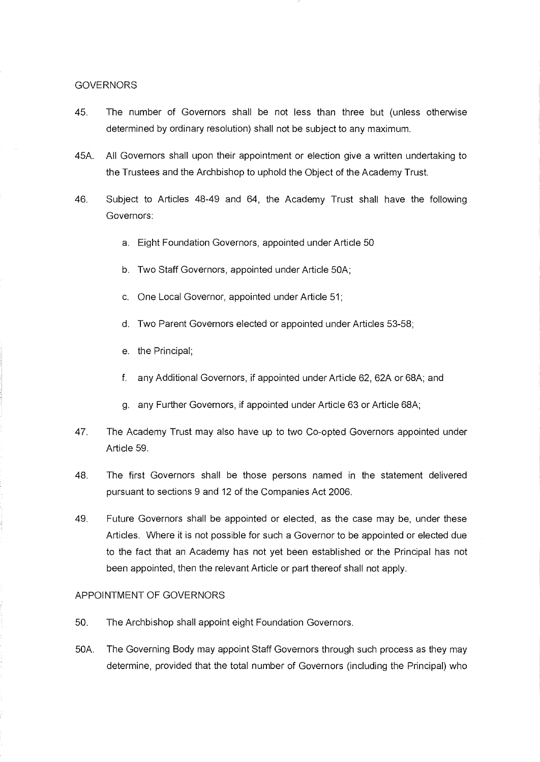## GOVERNORS

45. The number of Governors shall be not less than three but (unless otherwise determined by ordinary resolution) shall not be subject to any maximum.

45A. All Governors shall upon their appointment or election give a written undertaking to the Trustees and the Archbishop to uphold the Object of the Academy Trust.

46. Subject to Articles 48-49 and 64, the Academy Trust shall have the following Governors:

   a. Eight Foundation Governors, appointed under Article 50

   b. Two Staff Governors, appointed under Article 50A;

   c. One Local Governor, appointed under Article 51;

   d. Two Parent Governors elected or appointed under Articles 53-58;

   e. the Principal;

   f. any Additional Governors, if appointed under Article 62, 62A or 68A; and

   g. any Further Governors, if appointed under Article 63 or Article 68A;

47. The Academy Trust may also have up to two Co-opted Governors appointed under Article 59.

48. The first Governors shall be those persons named in the statement delivered pursuant to sections 9 and 12 of the Companies Act 2006.

49. Future Governors shall be appointed or elected, as the case may be, under these Articles. Where it is not possible for such a Governor to be appointed or elected due to the fact that an Academy has not yet been established or the Principal has not been appointed, then the relevant Article or part thereof shall not apply.

## APPOINTMENT OF GOVERNORS

50. The Archbishop shall appoint eight Foundation Governors.

50A. The Governing Body may appoint Staff Governors through such process as they may determine, provided that the total number of Governors (including the Principal) who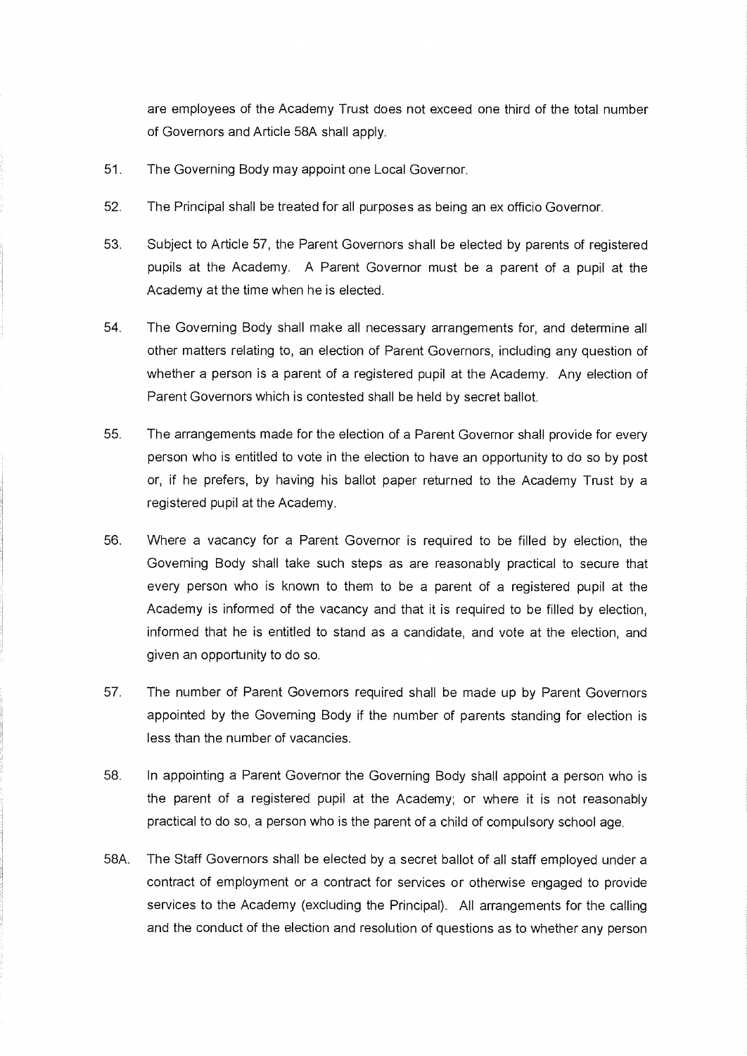are employees of the Academy Trust does not exceed one third of the total number of Governors and Article 58A shall apply.

51. The Governing Body may appoint one Local Governor.

52. The Principal shall be treated for all purposes as being an ex officio Governor.

53. Subject to Article 57, the Parent Governors shall be elected by parents of registered pupils at the Academy. A Parent Governor must be a parent of a pupil at the Academy at the time when he is elected.

54. The Governing Body shall make all necessary arrangements for, and determine all other matters relating to, an election of Parent Governors, including any question of whether a person is a parent of a registered pupil at the Academy. Any election of Parent Governors which is contested shall be held by secret ballot.

55. The arrangements made for the election of a Parent Governor shall provide for every person who is entitled to vote in the election to have an opportunity to do so by post or, if he prefers, by having his ballot paper returned to the Academy Trust by a registered pupil at the Academy.

56. Where a vacancy for a Parent Governor is required to be filled by election, the Governing Body shall take such steps as are reasonably practical to secure that every person who is known to them to be a parent of a registered pupil at the Academy is informed of the vacancy and that it is required to be filled by election, informed that he is entitled to stand as a candidate, and vote at the election, and given an opportunity to do so.

57. The number of Parent Governors required shall be made up by Parent Governors appointed by the Governing Body if the number of parents standing for election is less than the number of vacancies.

58. In appointing a Parent Governor the Governing Body shall appoint a person who is the parent of a registered pupil at the Academy; or where it is not reasonably practical to do so, a person who is the parent of a child of compulsory school age.

58A. The Staff Governors shall be elected by a secret ballot of all staff employed under a contract of employment or a contract for services or otherwise engaged to provide services to the Academy (excluding the Principal). All arrangements for the calling and the conduct of the election and resolution of questions as to whether any person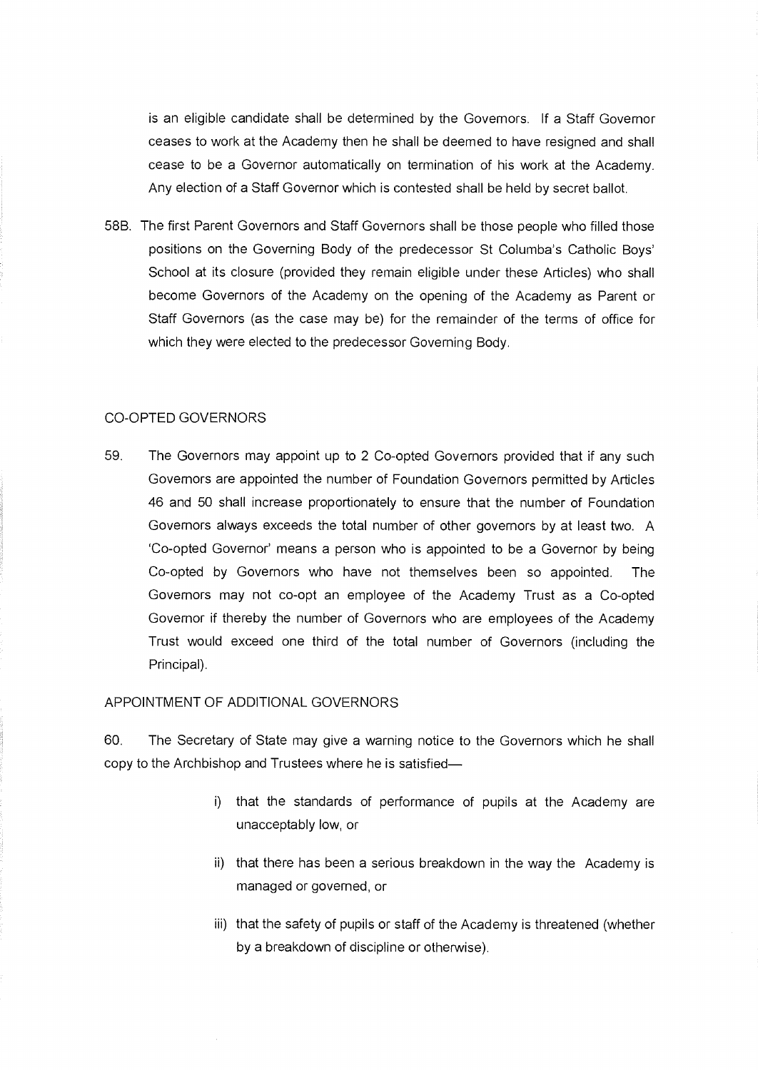is an eligible candidate shall be determined by the Governors. If a Staff Governor ceases to work at the Academy then he shall be deemed to have resigned and shall cease to be a Governor automatically on termination of his work at the Academy. Any election of a Staff Governor which is contested shall be held by secret ballot.

58B. The first Parent Governors and Staff Governors shall be those people who filled those positions on the Governing Body of the predecessor St Columba's Catholic Boys' School at its closure (provided they remain eligible under these Articles) who shall become Governors of the Academy on the opening of the Academy as Parent or Staff Governors (as the case may be) for the remainder of the terms of office for which they were elected to the predecessor Governing Body.

## CO-OPTED GOVERNORS

59. The Governors may appoint up to 2 Co-opted Governors provided that if any such Governors are appointed the number of Foundation Governors permitted by Articles 46 and 50 shall increase proportionately to ensure that the number of Foundation Governors always exceeds the total number of other governors by at least two. A 'Co-opted Governor' means a person who is appointed to be a Governor by being Co-opted by Governors who have not themselves been so appointed. The Governors may not co-opt an employee of the Academy Trust as a Co-opted Governor if thereby the number of Governors who are employees of the Academy Trust would exceed one third of the total number of Governors (including the Principal).

## APPOINTMENT OF ADDITIONAL GOVERNORS

60. The Secretary of State may give a warning notice to the Governors which he shall copy to the Archbishop and Trustees where he is satisfied—

i) that the standards of performance of pupils at the Academy are unacceptably low, or

ii) that there has been a serious breakdown in the way the Academy is managed or governed, or

iii) that the safety of pupils or staff of the Academy is threatened (whether by a breakdown of discipline or otherwise).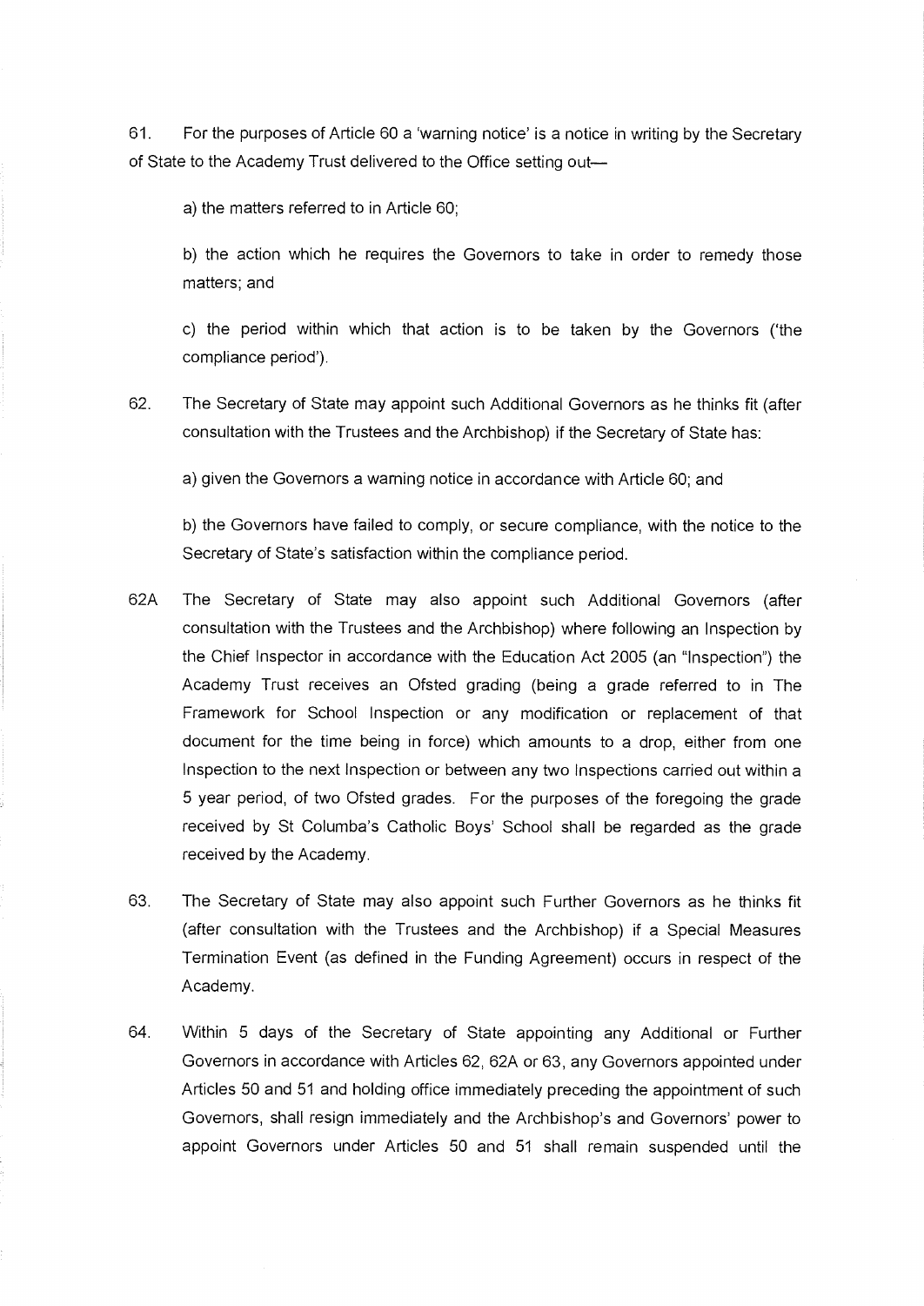61. For the purposes of Article 60 a 'warning notice' is a notice in writing by the Secretary of State to the Academy Trust delivered to the Office setting out—

a) the matters referred to in Article 60;

b) the action which he requires the Governors to take in order to remedy those matters; and

c) the period within which that action is to be taken by the Governors ('the compliance period').

62. The Secretary of State may appoint such Additional Governors as he thinks fit (after consultation with the Trustees and the Archbishop) if the Secretary of State has:

a) given the Governors a warning notice in accordance with Article 60; and

b) the Governors have failed to comply, or secure compliance, with the notice to the Secretary of State's satisfaction within the compliance period.

62A The Secretary of State may also appoint such Additional Governors (after consultation with the Trustees and the Archbishop) where following an Inspection by the Chief Inspector in accordance with the Education Act 2005 (an "Inspection") the Academy Trust receives an Ofsted grading (being a grade referred to in The Framework for School Inspection or any modification or replacement of that document for the time being in force) which amounts to a drop, either from one Inspection to the next Inspection or between any two Inspections carried out within a 5 year period, of two Ofsted grades. For the purposes of the foregoing the grade received by St Columba's Catholic Boys' School shall be regarded as the grade received by the Academy.

63. The Secretary of State may also appoint such Further Governors as he thinks fit (after consultation with the Trustees and the Archbishop) if a Special Measures Termination Event (as defined in the Funding Agreement) occurs in respect of the Academy.

64. Within 5 days of the Secretary of State appointing any Additional or Further Governors in accordance with Articles 62, 62A or 63, any Governors appointed under Articles 50 and 51 and holding office immediately preceding the appointment of such Governors, shall resign immediately and the Archbishop's and Governors' power to appoint Governors under Articles 50 and 51 shall remain suspended until the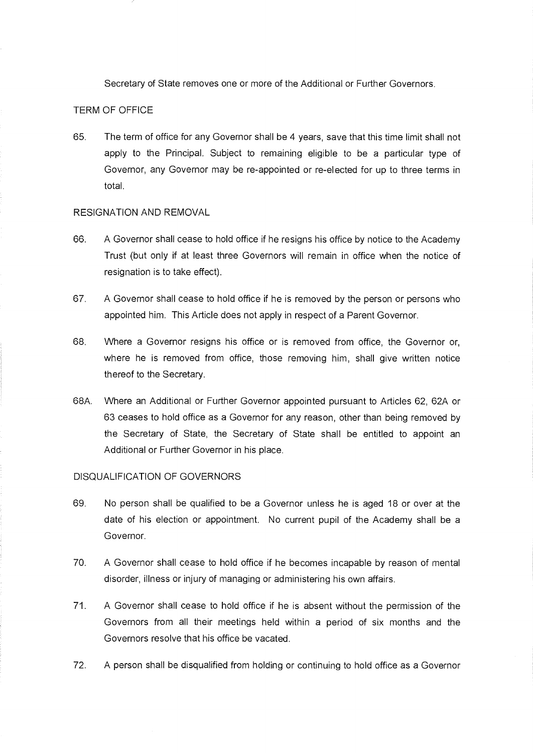Secretary of State removes one or more of the Additional or Further Governors.

## TERM OF OFFICE

65. The term of office for any Governor shall be 4 years, save that this time limit shall not apply to the Principal. Subject to remaining eligible to be a particular type of Governor, any Governor may be re-appointed or re-elected for up to three terms in total.

## RESIGNATION AND REMOVAL

66. A Governor shall cease to hold office if he resigns his office by notice to the Academy Trust (but only if at least three Governors will remain in office when the notice of resignation is to take effect).

67. A Governor shall cease to hold office if he is removed by the person or persons who appointed him. This Article does not apply in respect of a Parent Governor.

68. Where a Governor resigns his office or is removed from office, the Governor or, where he is removed from office, those removing him, shall give written notice thereof to the Secretary.

68A. Where an Additional or Further Governor appointed pursuant to Articles 62, 62A or 63 ceases to hold office as a Governor for any reason, other than being removed by the Secretary of State, the Secretary of State shall be entitled to appoint an Additional or Further Governor in his place.

## DISQUALIFICATION OF GOVERNORS

69. No person shall be qualified to be a Governor unless he is aged 18 or over at the date of his election or appointment. No current pupil of the Academy shall be a Governor.

70. A Governor shall cease to hold office if he becomes incapable by reason of mental disorder, illness or injury of managing or administering his own affairs.

71. A Governor shall cease to hold office if he is absent without the permission of the Governors from all their meetings held within a period of six months and the Governors resolve that his office be vacated.

72. A person shall be disqualified from holding or continuing to hold office as a Governor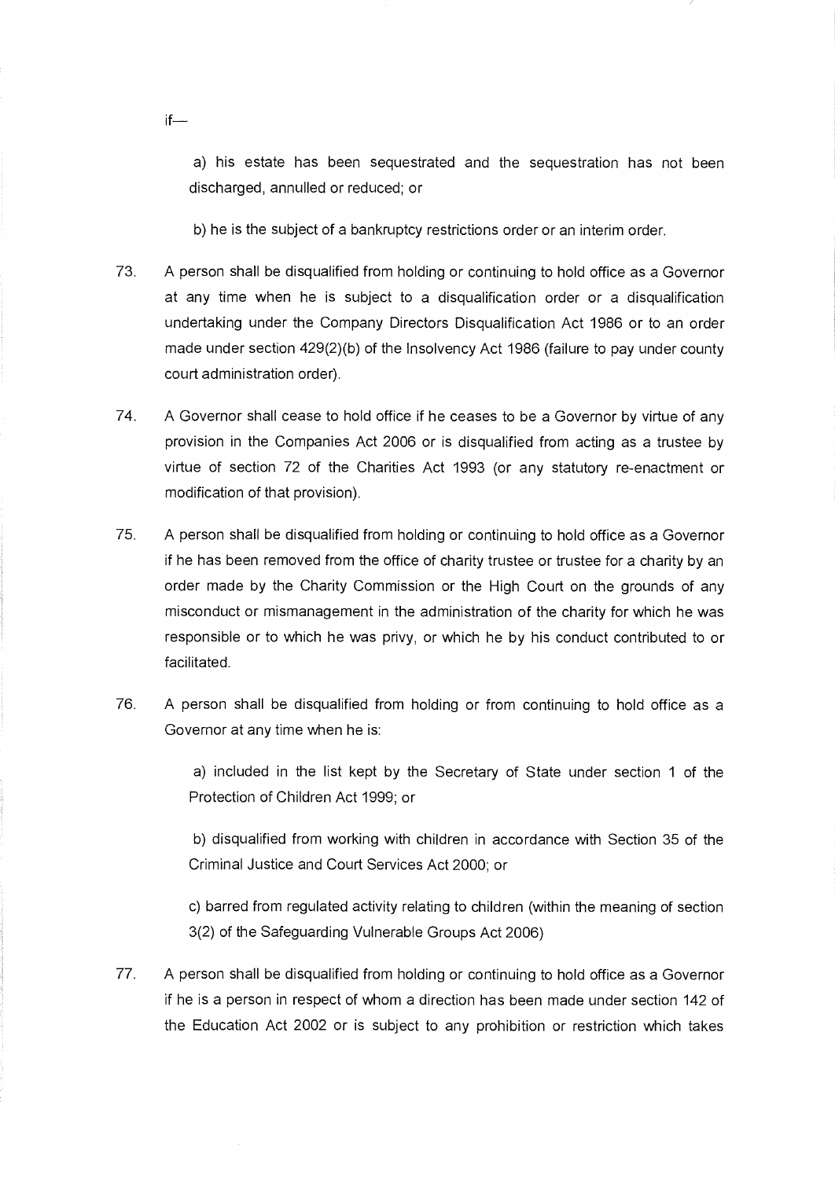if—

a) his estate has been sequestrated and the sequestration has not been discharged, annulled or reduced; or

b) he is the subject of a bankruptcy restrictions order or an interim order.

73. A person shall be disqualified from holding or continuing to hold office as a Governor at any time when he is subject to a disqualification order or a disqualification undertaking under the Company Directors Disqualification Act 1986 or to an order made under section 429(2)(b) of the Insolvency Act 1986 (failure to pay under county court administration order).

74. A Governor shall cease to hold office if he ceases to be a Governor by virtue of any provision in the Companies Act 2006 or is disqualified from acting as a trustee by virtue of section 72 of the Charities Act 1993 (or any statutory re-enactment or modification of that provision).

75. A person shall be disqualified from holding or continuing to hold office as a Governor if he has been removed from the office of charity trustee or trustee for a charity by an order made by the Charity Commission or the High Court on the grounds of any misconduct or mismanagement in the administration of the charity for which he was responsible or to which he was privy, or which he by his conduct contributed to or facilitated.

76. A person shall be disqualified from holding or from continuing to hold office as a Governor at any time when he is:

a) included in the list kept by the Secretary of State under section 1 of the Protection of Children Act 1999; or

b) disqualified from working with children in accordance with Section 35 of the Criminal Justice and Court Services Act 2000; or

c) barred from regulated activity relating to children (within the meaning of section 3(2) of the Safeguarding Vulnerable Groups Act 2006)

77. A person shall be disqualified from holding or continuing to hold office as a Governor if he is a person in respect of whom a direction has been made under section 142 of the Education Act 2002 or is subject to any prohibition or restriction which takes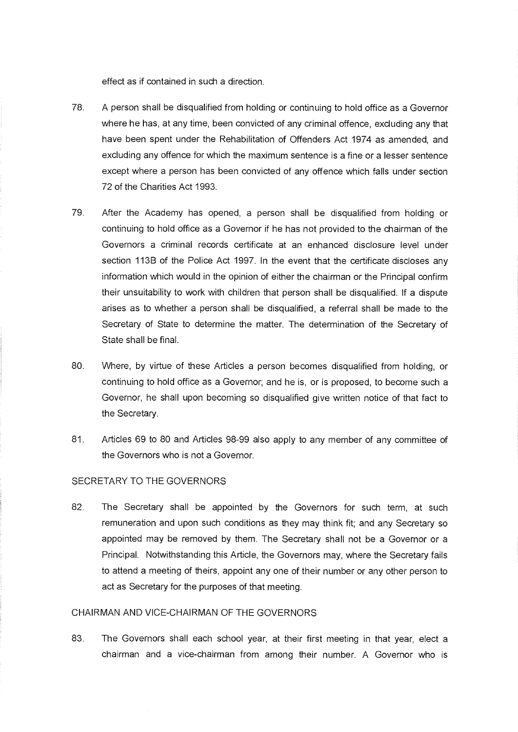effect as if contained in such a direction.

78. A person shall be disqualified from holding or continuing to hold office as a Governor where he has, at any time, been convicted of any criminal offence, excluding any that have been spent under the Rehabilitation of Offenders Act 1974 as amended, and excluding any offence for which the maximum sentence is a fine or a lesser sentence except where a person has been convicted of any offence which falls under section 72 of the Charities Act 1993.

79. After the Academy has opened, a person shall be disqualified from holding or continuing to hold office as a Governor if he has not provided to the chairman of the Governors a criminal records certificate at an enhanced disclosure level under section 113B of the Police Act 1997. In the event that the certificate discloses any information which would in the opinion of either the chairman or the Principal confirm their unsuitability to work with children that person shall be disqualified. If a dispute arises as to whether a person shall be disqualified, a referral shall be made to the Secretary of State to determine the matter. The determination of the Secretary of State shall be final.

80. Where, by virtue of these Articles a person becomes disqualified from holding, or continuing to hold office as a Governor; and he is, or is proposed, to become such a Governor, he shall upon becoming so disqualified give written notice of that fact to the Secretary.

81. Articles 69 to 80 and Articles 98-99 also apply to any member of any committee of the Governors who is not a Governor.

SECRETARY TO THE GOVERNORS

82. The Secretary shall be appointed by the Governors for such term, at such remuneration and upon such conditions as they may think fit; and any Secretary so appointed may be removed by them. The Secretary shall not be a Governor or a Principal. Notwithstanding this Article, the Governors may, where the Secretary fails to attend a meeting of theirs, appoint any one of their number or any other person to act as Secretary for the purposes of that meeting.

CHAIRMAN AND VICE-CHAIRMAN OF THE GOVERNORS

83. The Governors shall each school year, at their first meeting in that year, elect a chairman and a vice-chairman from among their number. A Governor who is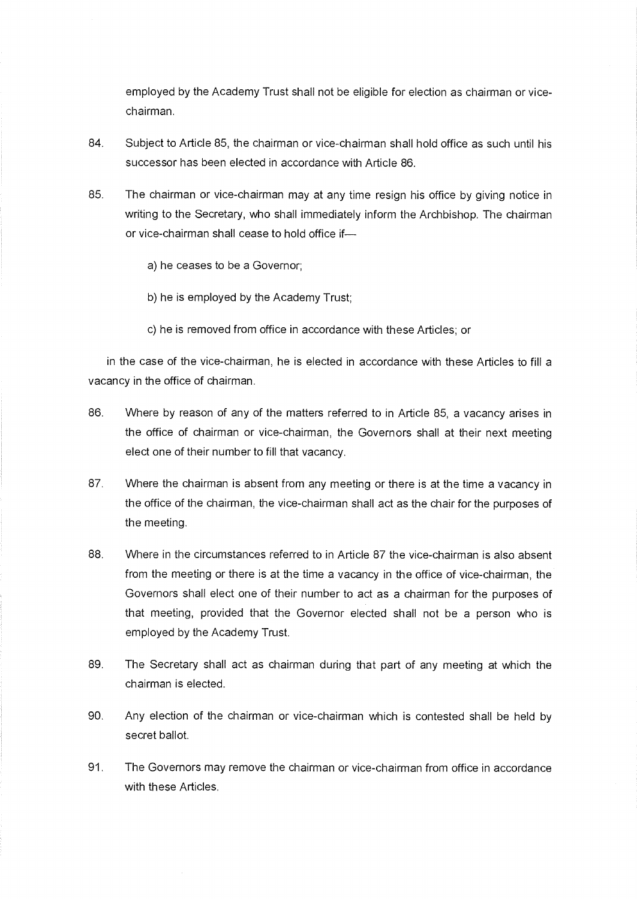employed by the Academy Trust shall not be eligible for election as chairman or vice-chairman.

84. Subject to Article 85, the chairman or vice-chairman shall hold office as such until his successor has been elected in accordance with Article 86.

85. The chairman or vice-chairman may at any time resign his office by giving notice in writing to the Secretary, who shall immediately inform the Archbishop. The chairman or vice-chairman shall cease to hold office if—

    a) he ceases to be a Governor;

    b) he is employed by the Academy Trust;

    c) he is removed from office in accordance with these Articles; or

    in the case of the vice-chairman, he is elected in accordance with these Articles to fill a vacancy in the office of chairman.

86. Where by reason of any of the matters referred to in Article 85, a vacancy arises in the office of chairman or vice-chairman, the Governors shall at their next meeting elect one of their number to fill that vacancy.

87. Where the chairman is absent from any meeting or there is at the time a vacancy in the office of the chairman, the vice-chairman shall act as the chair for the purposes of the meeting.

88. Where in the circumstances referred to in Article 87 the vice-chairman is also absent from the meeting or there is at the time a vacancy in the office of vice-chairman, the Governors shall elect one of their number to act as a chairman for the purposes of that meeting, provided that the Governor elected shall not be a person who is employed by the Academy Trust.

89. The Secretary shall act as chairman during that part of any meeting at which the chairman is elected.

90. Any election of the chairman or vice-chairman which is contested shall be held by secret ballot.

91. The Governors may remove the chairman or vice-chairman from office in accordance with these Articles.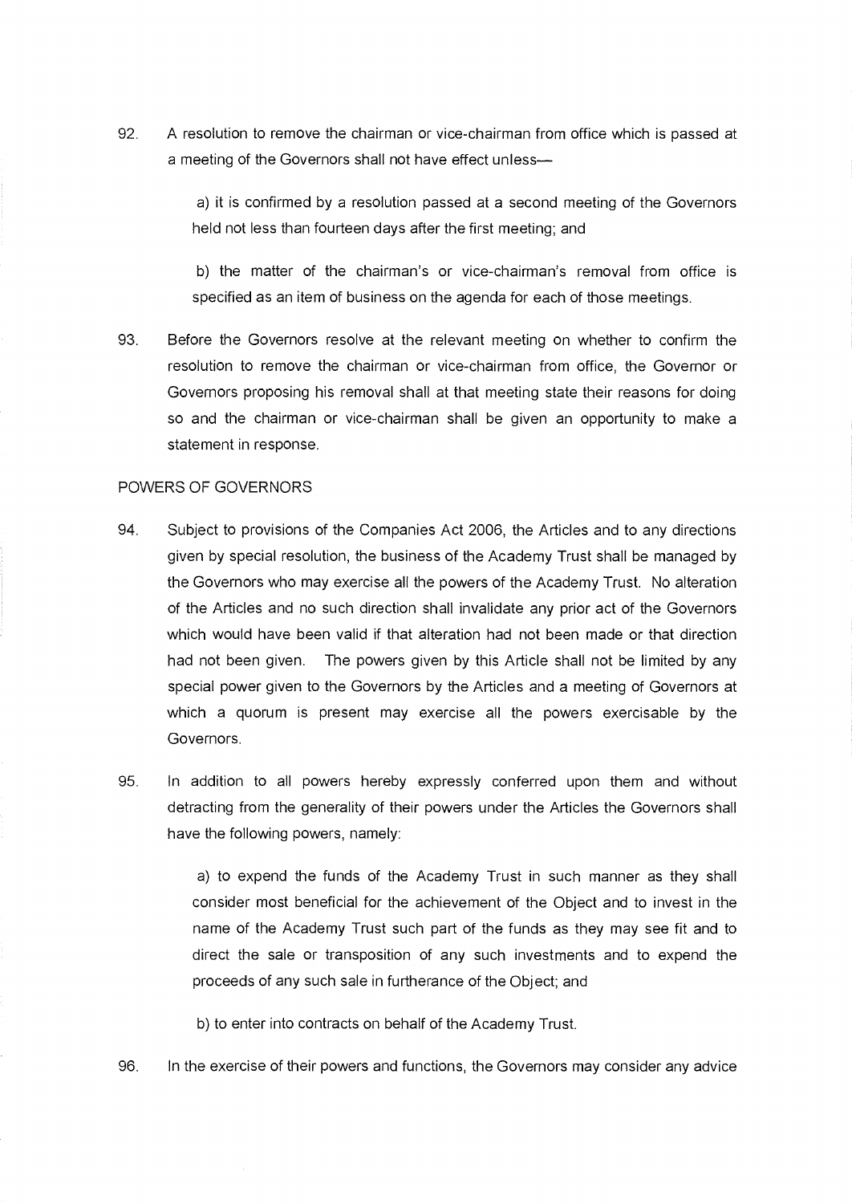92. A resolution to remove the chairman or vice-chairman from office which is passed at a meeting of the Governors shall not have effect unless—

 a) it is confirmed by a resolution passed at a second meeting of the Governors held not less than fourteen days after the first meeting; and

 b) the matter of the chairman's or vice-chairman's removal from office is specified as an item of business on the agenda for each of those meetings.

93. Before the Governors resolve at the relevant meeting on whether to confirm the resolution to remove the chairman or vice-chairman from office, the Governor or Governors proposing his removal shall at that meeting state their reasons for doing so and the chairman or vice-chairman shall be given an opportunity to make a statement in response.

POWERS OF GOVERNORS

94. Subject to provisions of the Companies Act 2006, the Articles and to any directions given by special resolution, the business of the Academy Trust shall be managed by the Governors who may exercise all the powers of the Academy Trust. No alteration of the Articles and no such direction shall invalidate any prior act of the Governors which would have been valid if that alteration had not been made or that direction had not been given. The powers given by this Article shall not be limited by any special power given to the Governors by the Articles and a meeting of Governors at which a quorum is present may exercise all the powers exercisable by the Governors.

95. In addition to all powers hereby expressly conferred upon them and without detracting from the generality of their powers under the Articles the Governors shall have the following powers, namely:

 a) to expend the funds of the Academy Trust in such manner as they shall consider most beneficial for the achievement of the Object and to invest in the name of the Academy Trust such part of the funds as they may see fit and to direct the sale or transposition of any such investments and to expend the proceeds of any such sale in furtherance of the Object; and

 b) to enter into contracts on behalf of the Academy Trust.

96. In the exercise of their powers and functions, the Governors may consider any advice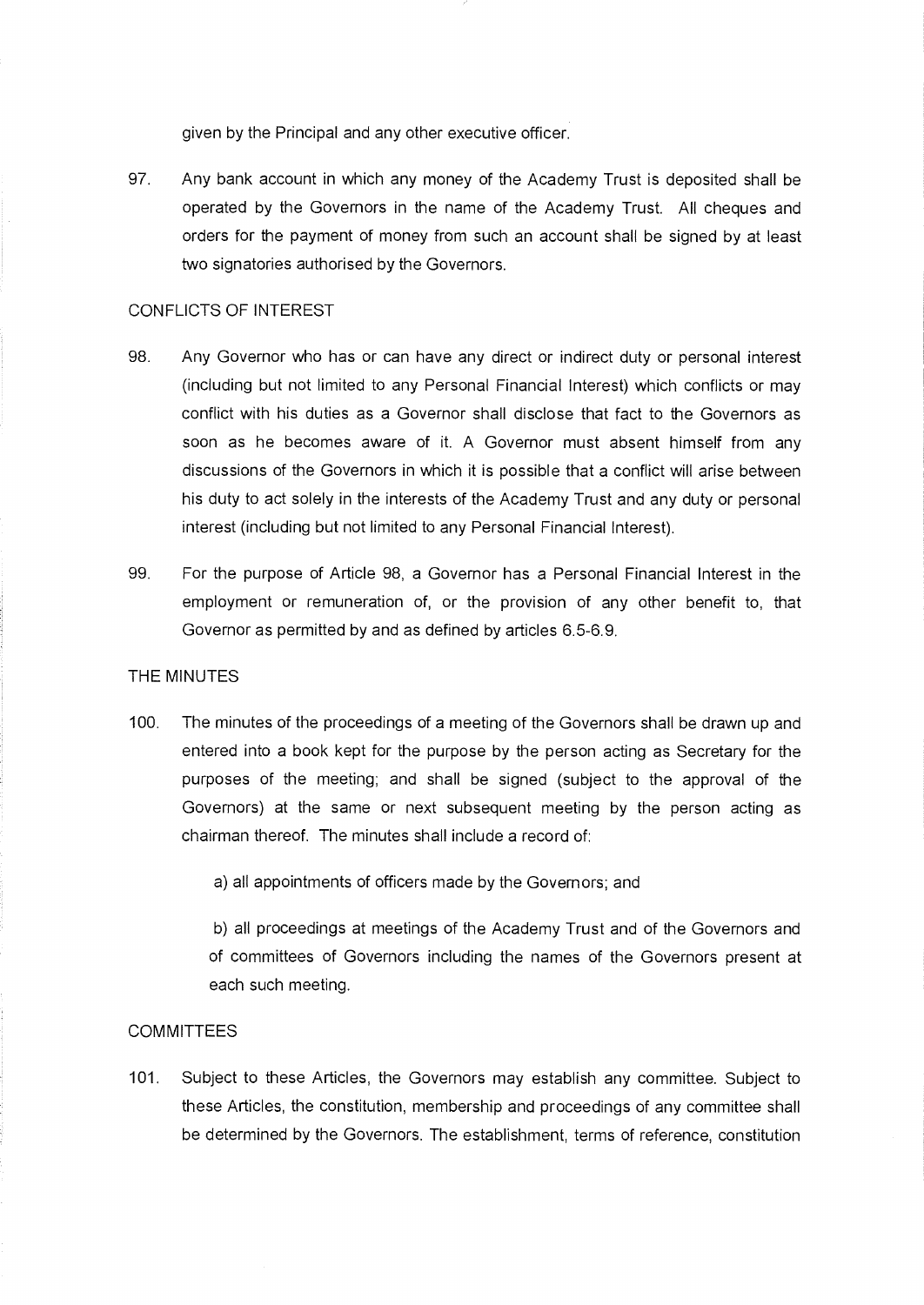given by the Principal and any other executive officer.

97. Any bank account in which any money of the Academy Trust is deposited shall be operated by the Governors in the name of the Academy Trust. All cheques and orders for the payment of money from such an account shall be signed by at least two signatories authorised by the Governors.

## CONFLICTS OF INTEREST

98. Any Governor who has or can have any direct or indirect duty or personal interest (including but not limited to any Personal Financial Interest) which conflicts or may conflict with his duties as a Governor shall disclose that fact to the Governors as soon as he becomes aware of it. A Governor must absent himself from any discussions of the Governors in which it is possible that a conflict will arise between his duty to act solely in the interests of the Academy Trust and any duty or personal interest (including but not limited to any Personal Financial Interest).

99. For the purpose of Article 98, a Governor has a Personal Financial Interest in the employment or remuneration of, or the provision of any other benefit to, that Governor as permitted by and as defined by articles 6.5-6.9.

## THE MINUTES

100. The minutes of the proceedings of a meeting of the Governors shall be drawn up and entered into a book kept for the purpose by the person acting as Secretary for the purposes of the meeting; and shall be signed (subject to the approval of the Governors) at the same or next subsequent meeting by the person acting as chairman thereof. The minutes shall include a record of:

    a) all appointments of officers made by the Governors; and

    b) all proceedings at meetings of the Academy Trust and of the Governors and of committees of Governors including the names of the Governors present at each such meeting.

## COMMITTEES

101. Subject to these Articles, the Governors may establish any committee. Subject to these Articles, the constitution, membership and proceedings of any committee shall be determined by the Governors. The establishment, terms of reference, constitution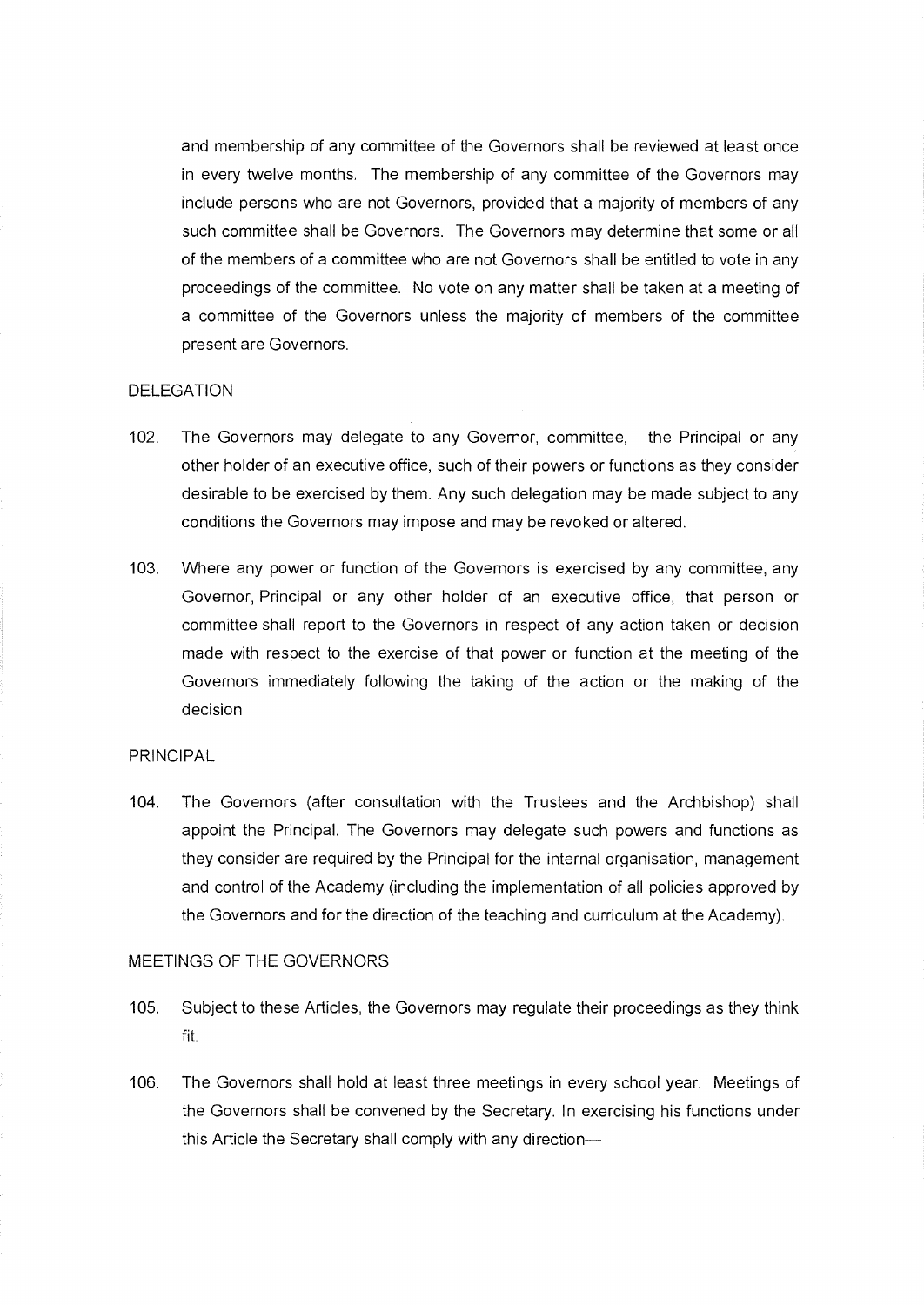and membership of any committee of the Governors shall be reviewed at least once in every twelve months. The membership of any committee of the Governors may include persons who are not Governors, provided that a majority of members of any such committee shall be Governors. The Governors may determine that some or all of the members of a committee who are not Governors shall be entitled to vote in any proceedings of the committee. No vote on any matter shall be taken at a meeting of a committee of the Governors unless the majority of members of the committee present are Governors.

DELEGATION

102. The Governors may delegate to any Governor, committee, the Principal or any other holder of an executive office, such of their powers or functions as they consider desirable to be exercised by them. Any such delegation may be made subject to any conditions the Governors may impose and may be revoked or altered.

103. Where any power or function of the Governors is exercised by any committee, any Governor, Principal or any other holder of an executive office, that person or committee shall report to the Governors in respect of any action taken or decision made with respect to the exercise of that power or function at the meeting of the Governors immediately following the taking of the action or the making of the decision.

PRINCIPAL

104. The Governors (after consultation with the Trustees and the Archbishop) shall appoint the Principal. The Governors may delegate such powers and functions as they consider are required by the Principal for the internal organisation, management and control of the Academy (including the implementation of all policies approved by the Governors and for the direction of the teaching and curriculum at the Academy).

MEETINGS OF THE GOVERNORS

105. Subject to these Articles, the Governors may regulate their proceedings as they think fit.

106. The Governors shall hold at least three meetings in every school year. Meetings of the Governors shall be convened by the Secretary. In exercising his functions under this Article the Secretary shall comply with any direction—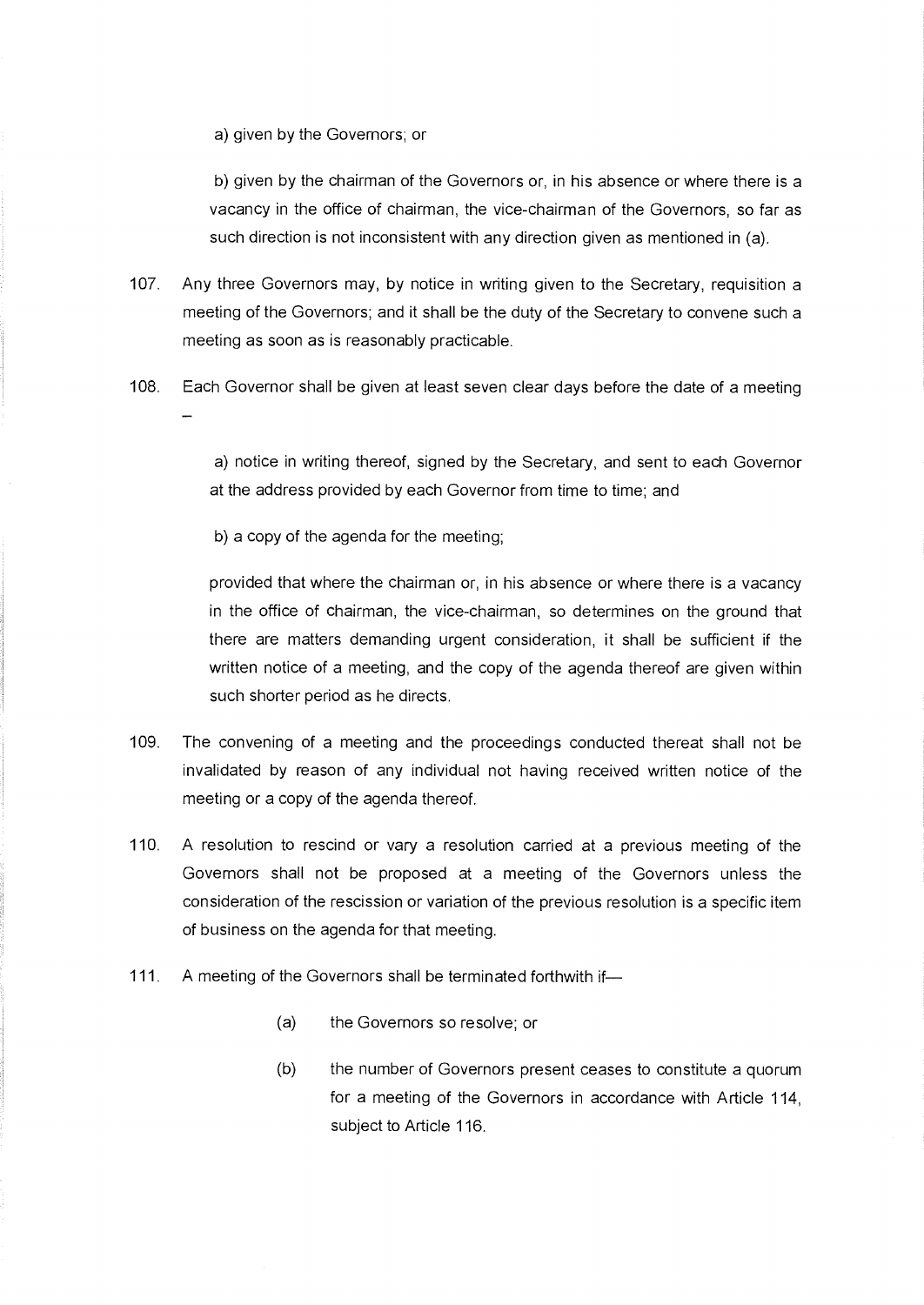a) given by the Governors; or

b) given by the chairman of the Governors or, in his absence or where there is a vacancy in the office of chairman, the vice-chairman of the Governors, so far as such direction is not inconsistent with any direction given as mentioned in (a).

107. Any three Governors may, by notice in writing given to the Secretary, requisition a meeting of the Governors; and it shall be the duty of the Secretary to convene such a meeting as soon as is reasonably practicable.

108. Each Governor shall be given at least seven clear days before the date of a meeting –

a) notice in writing thereof, signed by the Secretary, and sent to each Governor at the address provided by each Governor from time to time; and

b) a copy of the agenda for the meeting;

provided that where the chairman or, in his absence or where there is a vacancy in the office of chairman, the vice-chairman, so determines on the ground that there are matters demanding urgent consideration, it shall be sufficient if the written notice of a meeting, and the copy of the agenda thereof are given within such shorter period as he directs.

109. The convening of a meeting and the proceedings conducted thereat shall not be invalidated by reason of any individual not having received written notice of the meeting or a copy of the agenda thereof.

110. A resolution to rescind or vary a resolution carried at a previous meeting of the Governors shall not be proposed at a meeting of the Governors unless the consideration of the rescission or variation of the previous resolution is a specific item of business on the agenda for that meeting.

111. A meeting of the Governors shall be terminated forthwith if—

(a) the Governors so resolve; or

(b) the number of Governors present ceases to constitute a quorum for a meeting of the Governors in accordance with Article 114, subject to Article 116.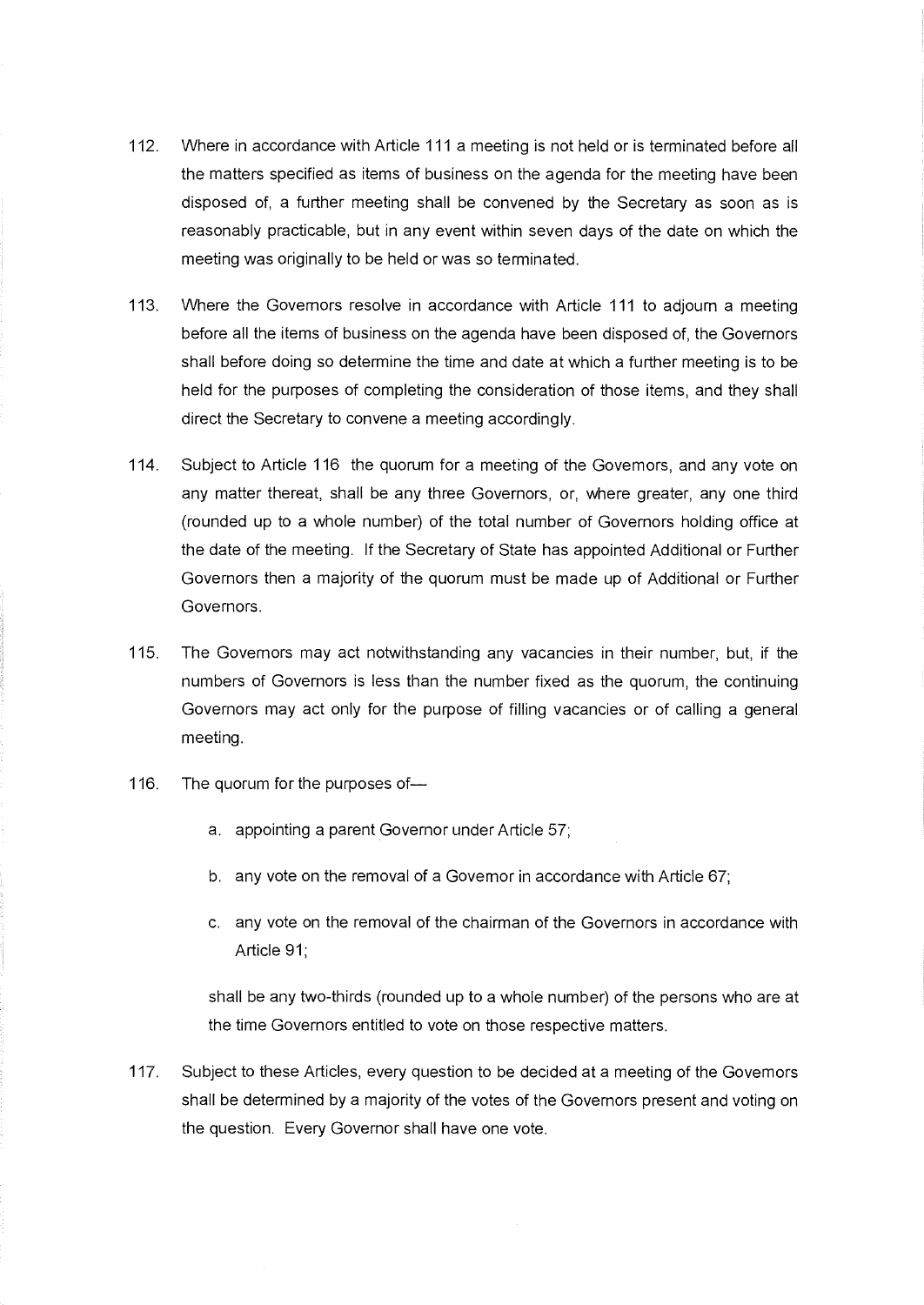112. Where in accordance with Article 111 a meeting is not held or is terminated before all the matters specified as items of business on the agenda for the meeting have been disposed of, a further meeting shall be convened by the Secretary as soon as is reasonably practicable, but in any event within seven days of the date on which the meeting was originally to be held or was so terminated.

113. Where the Governors resolve in accordance with Article 111 to adjourn a meeting before all the items of business on the agenda have been disposed of, the Governors shall before doing so determine the time and date at which a further meeting is to be held for the purposes of completing the consideration of those items, and they shall direct the Secretary to convene a meeting accordingly.

114. Subject to Article 116 the quorum for a meeting of the Governors, and any vote on any matter thereat, shall be any three Governors, or, where greater, any one third (rounded up to a whole number) of the total number of Governors holding office at the date of the meeting. If the Secretary of State has appointed Additional or Further Governors then a majority of the quorum must be made up of Additional or Further Governors.

115. The Governors may act notwithstanding any vacancies in their number, but, if the numbers of Governors is less than the number fixed as the quorum, the continuing Governors may act only for the purpose of filling vacancies or of calling a general meeting.

116. The quorum for the purposes of—

    a. appointing a parent Governor under Article 57;

    b. any vote on the removal of a Governor in accordance with Article 67;

    c. any vote on the removal of the chairman of the Governors in accordance with Article 91;

    shall be any two-thirds (rounded up to a whole number) of the persons who are at the time Governors entitled to vote on those respective matters.

117. Subject to these Articles, every question to be decided at a meeting of the Governors shall be determined by a majority of the votes of the Governors present and voting on the question. Every Governor shall have one vote.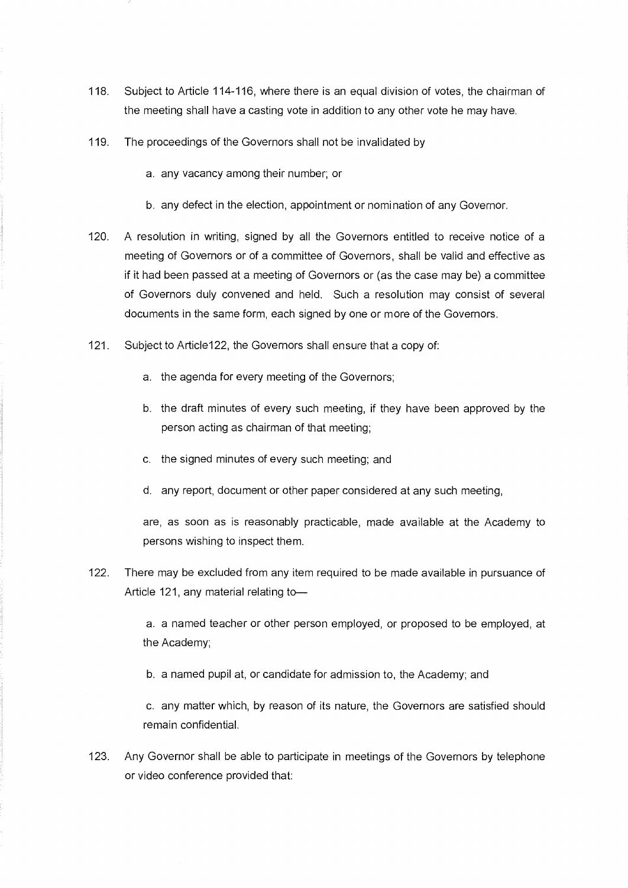118. Subject to Article 114-116, where there is an equal division of votes, the chairman of the meeting shall have a casting vote in addition to any other vote he may have.

119. The proceedings of the Governors shall not be invalidated by

   a. any vacancy among their number; or

   b. any defect in the election, appointment or nomination of any Governor.

120. A resolution in writing, signed by all the Governors entitled to receive notice of a meeting of Governors or of a committee of Governors, shall be valid and effective as if it had been passed at a meeting of Governors or (as the case may be) a committee of Governors duly convened and held. Such a resolution may consist of several documents in the same form, each signed by one or more of the Governors.

121. Subject to Article122, the Governors shall ensure that a copy of:

   a. the agenda for every meeting of the Governors;

   b. the draft minutes of every such meeting, if they have been approved by the person acting as chairman of that meeting;

   c. the signed minutes of every such meeting; and

   d. any report, document or other paper considered at any such meeting,

   are, as soon as is reasonably practicable, made available at the Academy to persons wishing to inspect them.

122. There may be excluded from any item required to be made available in pursuance of Article 121, any material relating to—

   a. a named teacher or other person employed, or proposed to be employed, at the Academy;

   b. a named pupil at, or candidate for admission to, the Academy; and

   c. any matter which, by reason of its nature, the Governors are satisfied should remain confidential.

123. Any Governor shall be able to participate in meetings of the Governors by telephone or video conference provided that: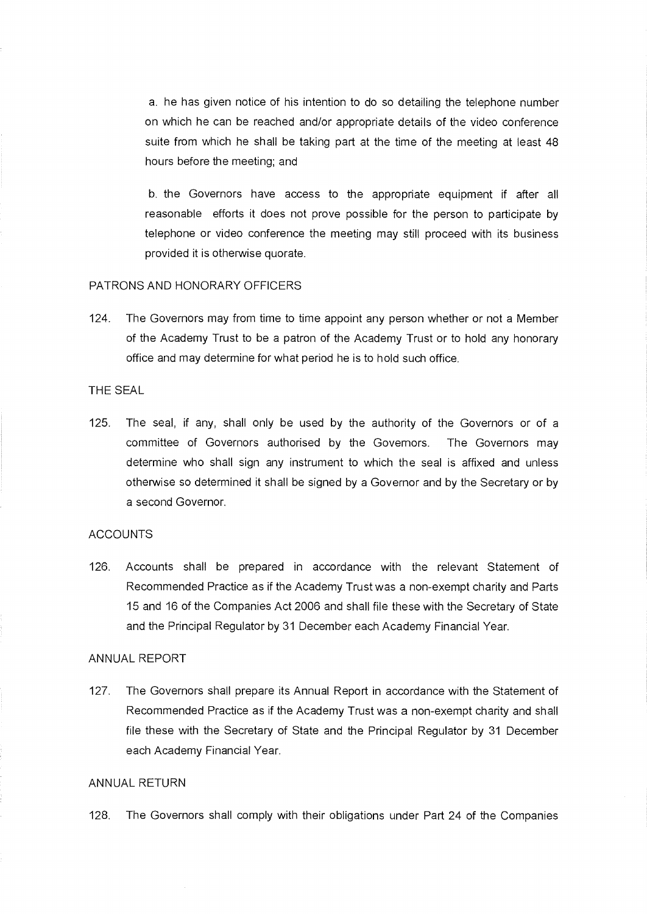a. he has given notice of his intention to do so detailing the telephone number on which he can be reached and/or appropriate details of the video conference suite from which he shall be taking part at the time of the meeting at least 48 hours before the meeting; and

b. the Governors have access to the appropriate equipment if after all reasonable efforts it does not prove possible for the person to participate by telephone or video conference the meeting may still proceed with its business provided it is otherwise quorate.

PATRONS AND HONORARY OFFICERS

124. The Governors may from time to time appoint any person whether or not a Member of the Academy Trust to be a patron of the Academy Trust or to hold any honorary office and may determine for what period he is to hold such office.

THE SEAL

125. The seal, if any, shall only be used by the authority of the Governors or of a committee of Governors authorised by the Governors. The Governors may determine who shall sign any instrument to which the seal is affixed and unless otherwise so determined it shall be signed by a Governor and by the Secretary or by a second Governor.

ACCOUNTS

126. Accounts shall be prepared in accordance with the relevant Statement of Recommended Practice as if the Academy Trust was a non-exempt charity and Parts 15 and 16 of the Companies Act 2006 and shall file these with the Secretary of State and the Principal Regulator by 31 December each Academy Financial Year.

ANNUAL REPORT

127. The Governors shall prepare its Annual Report in accordance with the Statement of Recommended Practice as if the Academy Trust was a non-exempt charity and shall file these with the Secretary of State and the Principal Regulator by 31 December each Academy Financial Year.

ANNUAL RETURN

128. The Governors shall comply with their obligations under Part 24 of the Companies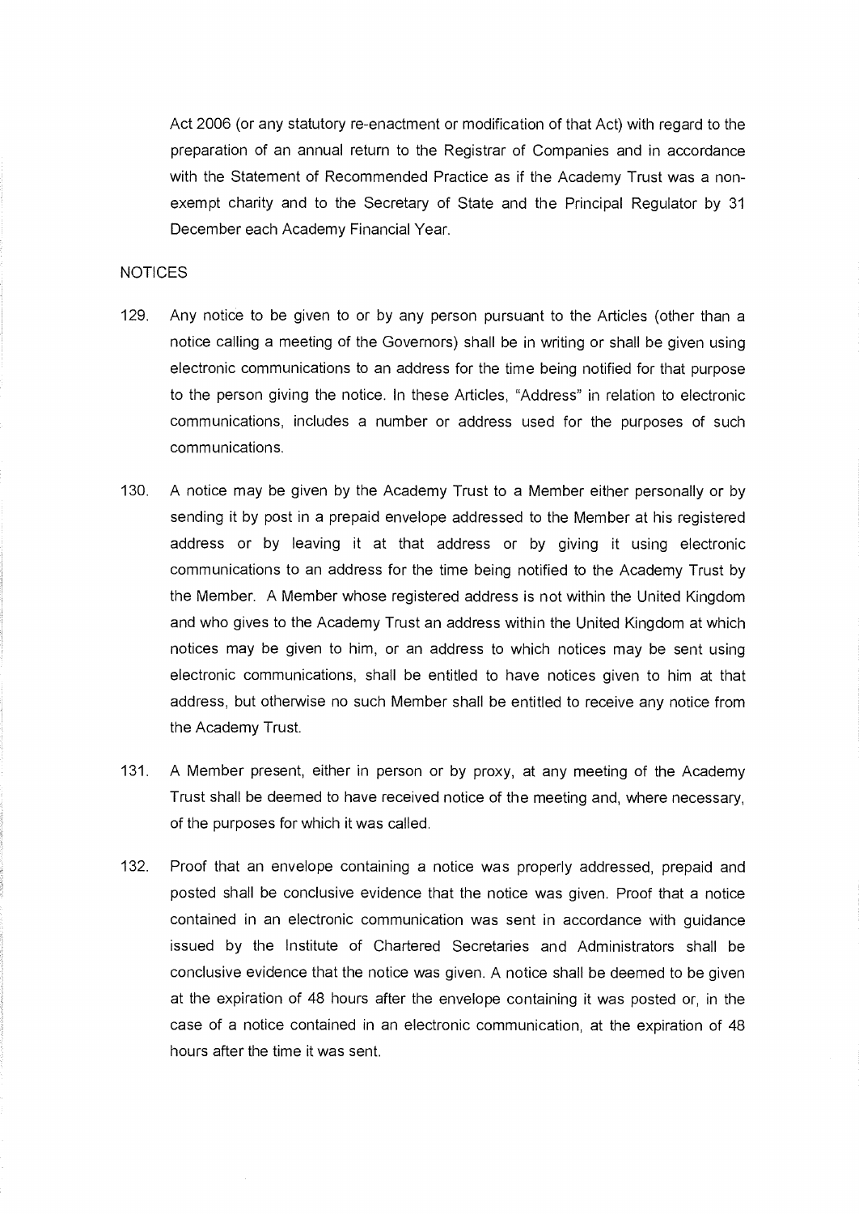Act 2006 (or any statutory re-enactment or modification of that Act) with regard to the preparation of an annual return to the Registrar of Companies and in accordance with the Statement of Recommended Practice as if the Academy Trust was a non-exempt charity and to the Secretary of State and the Principal Regulator by 31 December each Academy Financial Year.

## NOTICES

129. Any notice to be given to or by any person pursuant to the Articles (other than a notice calling a meeting of the Governors) shall be in writing or shall be given using electronic communications to an address for the time being notified for that purpose to the person giving the notice. In these Articles, "Address" in relation to electronic communications, includes a number or address used for the purposes of such communications.

130. A notice may be given by the Academy Trust to a Member either personally or by sending it by post in a prepaid envelope addressed to the Member at his registered address or by leaving it at that address or by giving it using electronic communications to an address for the time being notified to the Academy Trust by the Member. A Member whose registered address is not within the United Kingdom and who gives to the Academy Trust an address within the United Kingdom at which notices may be given to him, or an address to which notices may be sent using electronic communications, shall be entitled to have notices given to him at that address, but otherwise no such Member shall be entitled to receive any notice from the Academy Trust.

131. A Member present, either in person or by proxy, at any meeting of the Academy Trust shall be deemed to have received notice of the meeting and, where necessary, of the purposes for which it was called.

132. Proof that an envelope containing a notice was properly addressed, prepaid and posted shall be conclusive evidence that the notice was given. Proof that a notice contained in an electronic communication was sent in accordance with guidance issued by the Institute of Chartered Secretaries and Administrators shall be conclusive evidence that the notice was given. A notice shall be deemed to be given at the expiration of 48 hours after the envelope containing it was posted or, in the case of a notice contained in an electronic communication, at the expiration of 48 hours after the time it was sent.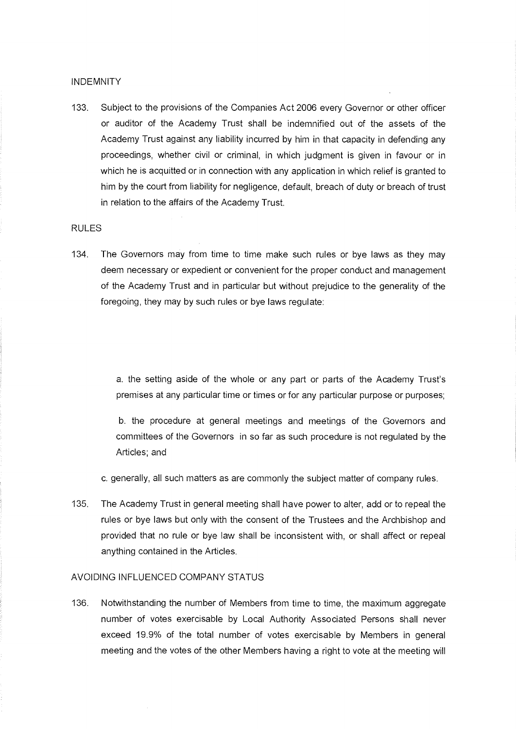## INDEMNITY

133. Subject to the provisions of the Companies Act 2006 every Governor or other officer or auditor of the Academy Trust shall be indemnified out of the assets of the Academy Trust against any liability incurred by him in that capacity in defending any proceedings, whether civil or criminal, in which judgment is given in favour or in which he is acquitted or in connection with any application in which relief is granted to him by the court from liability for negligence, default, breach of duty or breach of trust in relation to the affairs of the Academy Trust.

## RULES

134. The Governors may from time to time make such rules or bye laws as they may deem necessary or expedient or convenient for the proper conduct and management of the Academy Trust and in particular but without prejudice to the generality of the foregoing, they may by such rules or bye laws regulate:

    a. the setting aside of the whole or any part or parts of the Academy Trust's premises at any particular time or times or for any particular purpose or purposes;

    b. the procedure at general meetings and meetings of the Governors and committees of the Governors in so far as such procedure is not regulated by the Articles; and

    c. generally, all such matters as are commonly the subject matter of company rules.

135. The Academy Trust in general meeting shall have power to alter, add or to repeal the rules or bye laws but only with the consent of the Trustees and the Archbishop and provided that no rule or bye law shall be inconsistent with, or shall affect or repeal anything contained in the Articles.

## AVOIDING INFLUENCED COMPANY STATUS

136. Notwithstanding the number of Members from time to time, the maximum aggregate number of votes exercisable by Local Authority Associated Persons shall never exceed 19.9% of the total number of votes exercisable by Members in general meeting and the votes of the other Members having a right to vote at the meeting will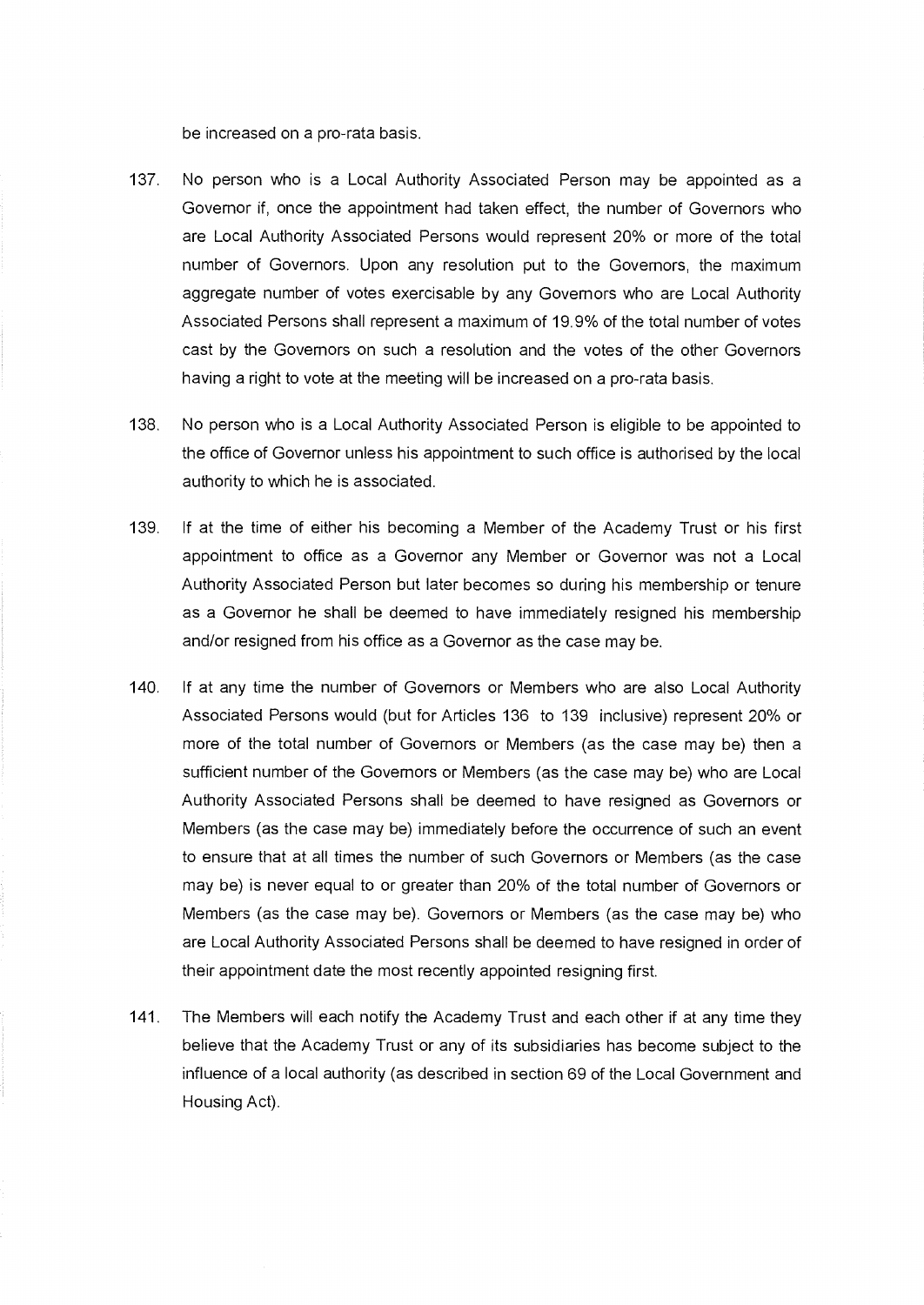be increased on a pro-rata basis.

137. No person who is a Local Authority Associated Person may be appointed as a Governor if, once the appointment had taken effect, the number of Governors who are Local Authority Associated Persons would represent 20% or more of the total number of Governors. Upon any resolution put to the Governors, the maximum aggregate number of votes exercisable by any Governors who are Local Authority Associated Persons shall represent a maximum of 19.9% of the total number of votes cast by the Governors on such a resolution and the votes of the other Governors having a right to vote at the meeting will be increased on a pro-rata basis.

138. No person who is a Local Authority Associated Person is eligible to be appointed to the office of Governor unless his appointment to such office is authorised by the local authority to which he is associated.

139. If at the time of either his becoming a Member of the Academy Trust or his first appointment to office as a Governor any Member or Governor was not a Local Authority Associated Person but later becomes so during his membership or tenure as a Governor he shall be deemed to have immediately resigned his membership and/or resigned from his office as a Governor as the case may be.

140. If at any time the number of Governors or Members who are also Local Authority Associated Persons would (but for Articles 136 to 139 inclusive) represent 20% or more of the total number of Governors or Members (as the case may be) then a sufficient number of the Governors or Members (as the case may be) who are Local Authority Associated Persons shall be deemed to have resigned as Governors or Members (as the case may be) immediately before the occurrence of such an event to ensure that at all times the number of such Governors or Members (as the case may be) is never equal to or greater than 20% of the total number of Governors or Members (as the case may be). Governors or Members (as the case may be) who are Local Authority Associated Persons shall be deemed to have resigned in order of their appointment date the most recently appointed resigning first.

141. The Members will each notify the Academy Trust and each other if at any time they believe that the Academy Trust or any of its subsidiaries has become subject to the influence of a local authority (as described in section 69 of the Local Government and Housing Act).